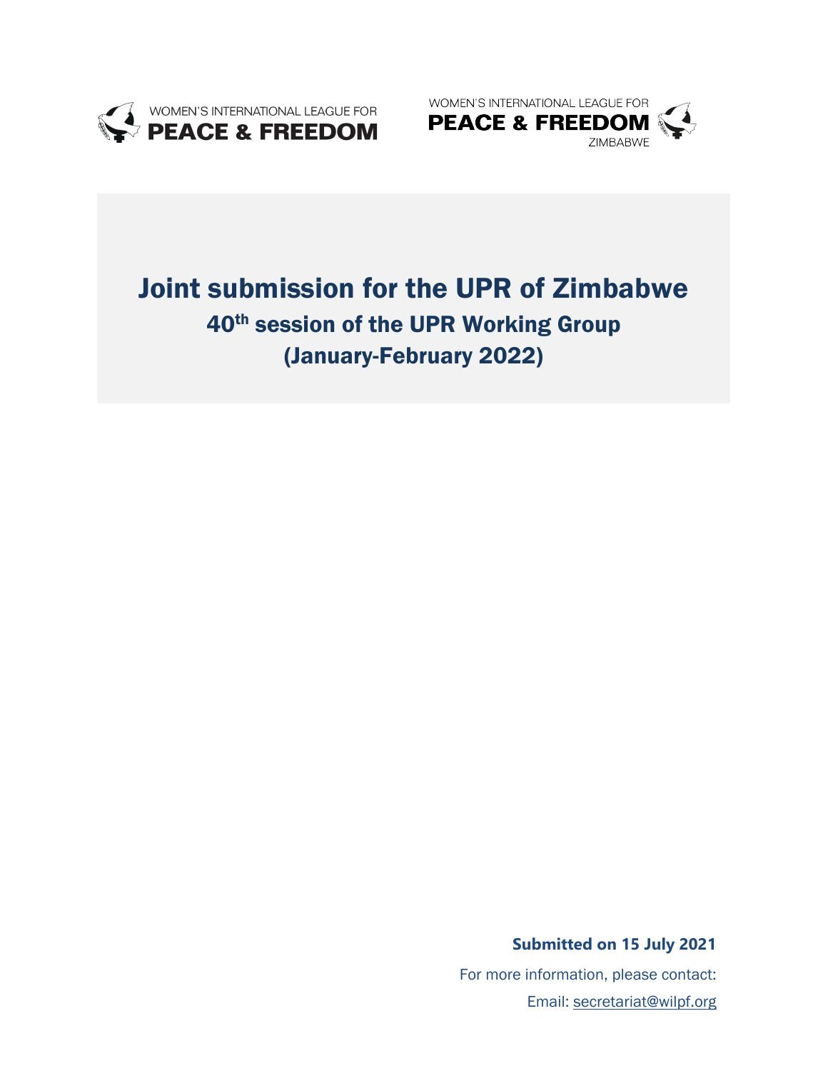WOMEN'S INTERNATIONAL LEAGUE FOR **PEACE & FREEDOM**

WOMEN'S INTERNATIONAL LEAGUE FOR **PEACE & FREEDOM** ZIMBABWE

# Joint submission for the UPR of Zimbabwe

## 40th session of the UPR Working Group (January-February 2022)

**Submitted on 15 July 2021**

For more information, please contact:

Email: secretariat@wilpf.org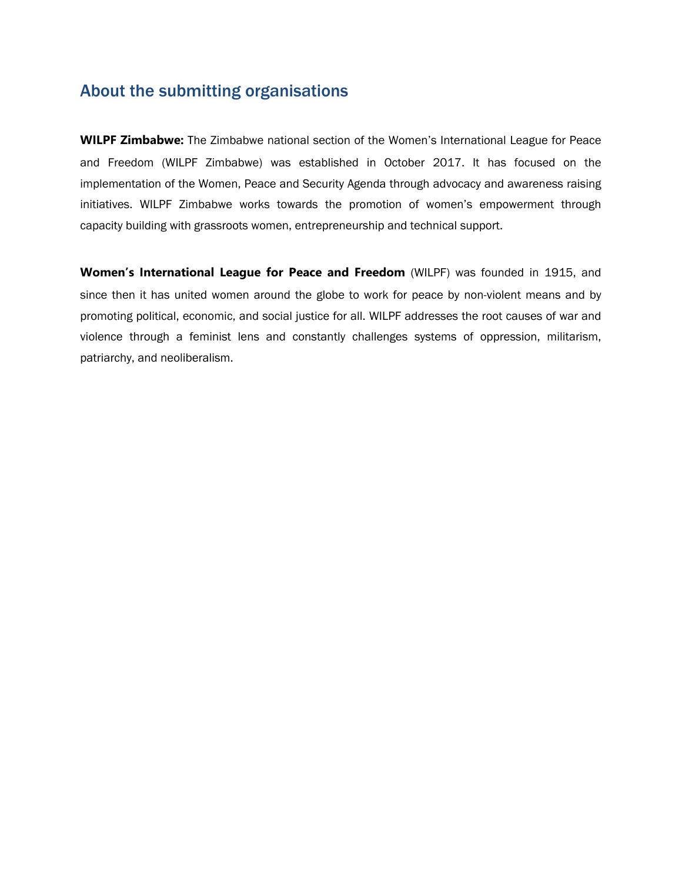## About the submitting organisations

**WILPF Zimbabwe:** The Zimbabwe national section of the Women's International League for Peace and Freedom (WILPF Zimbabwe) was established in October 2017. It has focused on the implementation of the Women, Peace and Security Agenda through advocacy and awareness raising initiatives. WILPF Zimbabwe works towards the promotion of women's empowerment through capacity building with grassroots women, entrepreneurship and technical support.

**Women's International League for Peace and Freedom** (WILPF) was founded in 1915, and since then it has united women around the globe to work for peace by non-violent means and by promoting political, economic, and social justice for all. WILPF addresses the root causes of war and violence through a feminist lens and constantly challenges systems of oppression, militarism, patriarchy, and neoliberalism.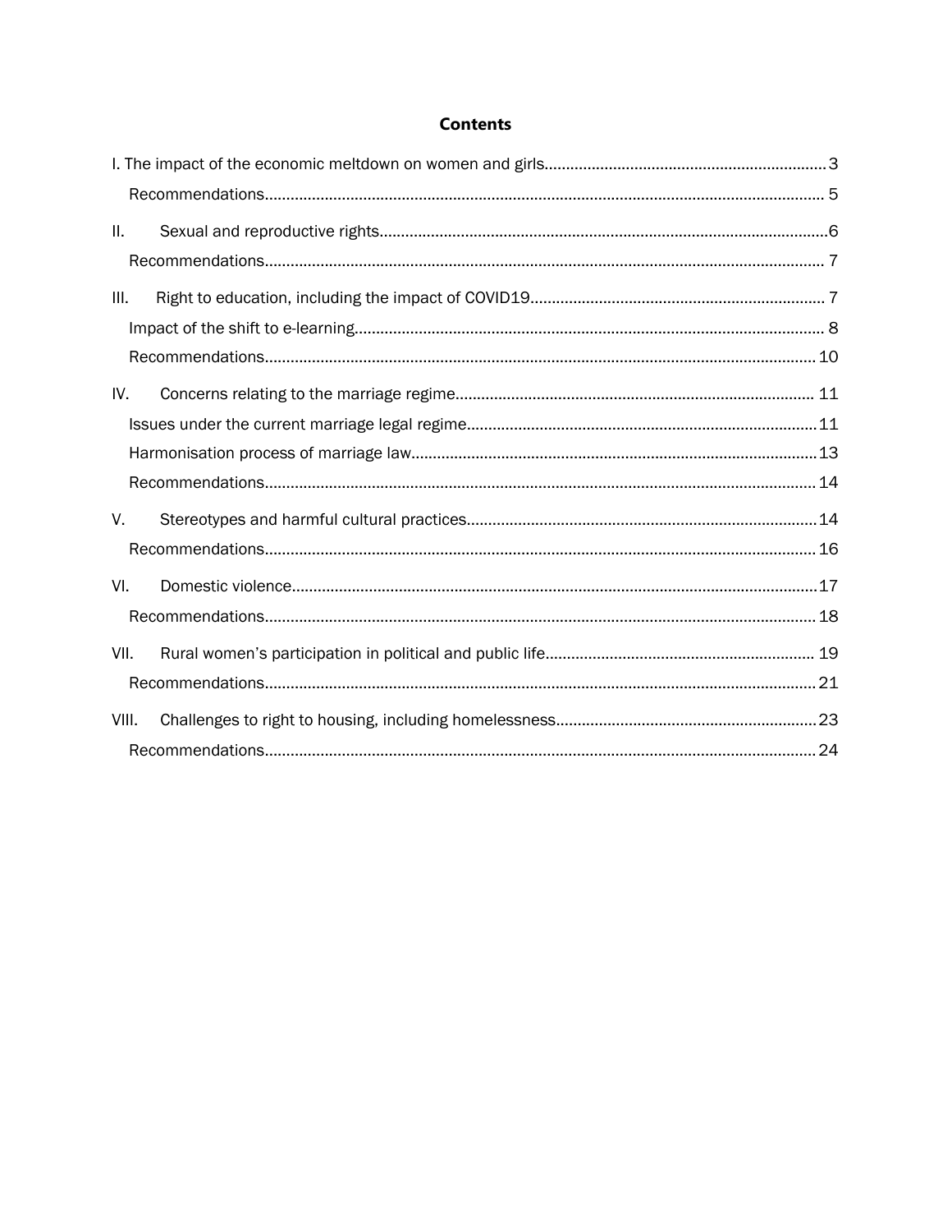## Contents

I. The impact of the economic meltdown on women and girls.....3

Recommendations.....5

II. Sexual and reproductive rights.....6

Recommendations.....7

III. Right to education, including the impact of COVID19.....7

Impact of the shift to e-learning.....8

Recommendations.....10

IV. Concerns relating to the marriage regime.....11

Issues under the current marriage legal regime.....11

Harmonisation process of marriage law.....13

Recommendations.....14

V. Stereotypes and harmful cultural practices.....14

Recommendations.....16

VI. Domestic violence.....17

Recommendations.....18

VII. Rural women's participation in political and public life.....19

Recommendations.....21

VIII. Challenges to right to housing, including homelessness.....23

Recommendations.....24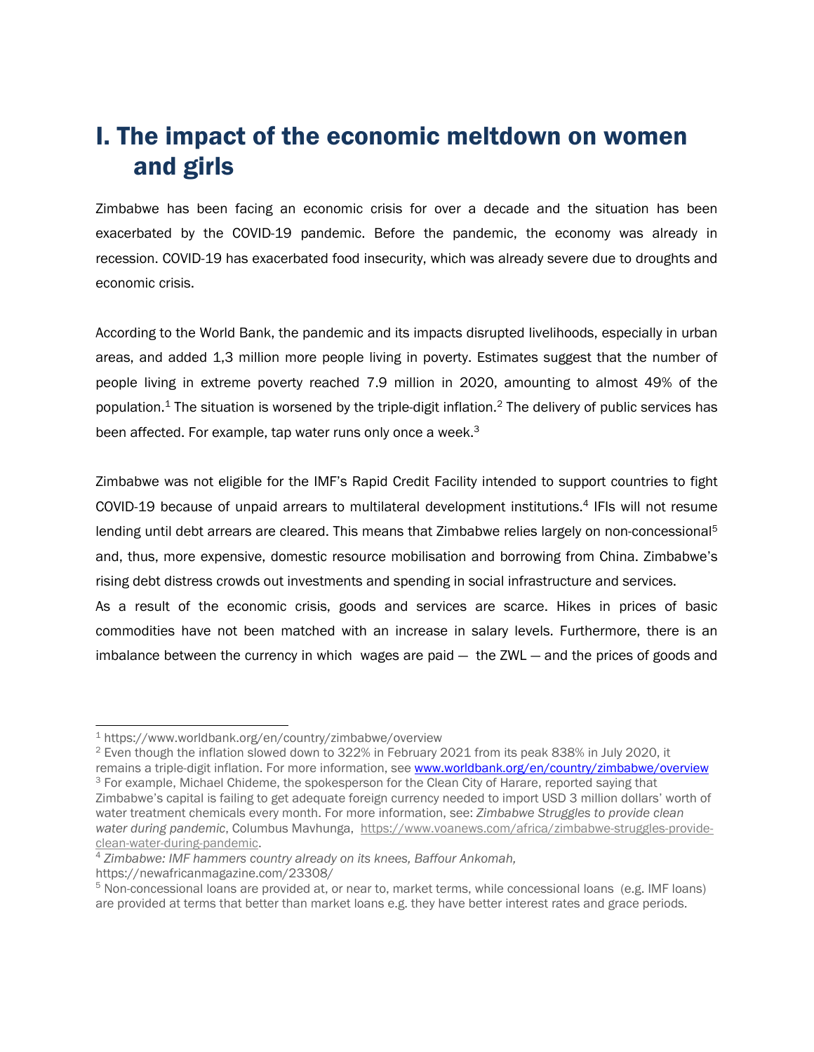# I. The impact of the economic meltdown on women and girls

Zimbabwe has been facing an economic crisis for over a decade and the situation has been exacerbated by the COVID-19 pandemic. Before the pandemic, the economy was already in recession. COVID-19 has exacerbated food insecurity, which was already severe due to droughts and economic crisis.

According to the World Bank, the pandemic and its impacts disrupted livelihoods, especially in urban areas, and added 1,3 million more people living in poverty. Estimates suggest that the number of people living in extreme poverty reached 7.9 million in 2020, amounting to almost 49% of the population.[1] The situation is worsened by the triple-digit inflation.[2] The delivery of public services has been affected. For example, tap water runs only once a week.[3]

Zimbabwe was not eligible for the IMF's Rapid Credit Facility intended to support countries to fight COVID-19 because of unpaid arrears to multilateral development institutions.[4] IFIs will not resume lending until debt arrears are cleared. This means that Zimbabwe relies largely on non-concessional[5] and, thus, more expensive, domestic resource mobilisation and borrowing from China. Zimbabwe's rising debt distress crowds out investments and spending in social infrastructure and services.

As a result of the economic crisis, goods and services are scarce. Hikes in prices of basic commodities have not been matched with an increase in salary levels. Furthermore, there is an imbalance between the currency in which wages are paid — the ZWL — and the prices of goods and

---

[1] https://www.worldbank.org/en/country/zimbabwe/overview

[2] Even though the inflation slowed down to 322% in February 2021 from its peak 838% in July 2020, it remains a triple-digit inflation. For more information, see www.worldbank.org/en/country/zimbabwe/overview

[3] For example, Michael Chideme, the spokesperson for the Clean City of Harare, reported saying that Zimbabwe's capital is failing to get adequate foreign currency needed to import USD 3 million dollars' worth of water treatment chemicals every month. For more information, see: *Zimbabwe Struggles to provide clean water during pandemic*, Columbus Mavhunga, https://www.voanews.com/africa/zimbabwe-struggles-provide-clean-water-during-pandemic.

[4] *Zimbabwe: IMF hammers country already on its knees, Baffour Ankomah,* https://newafricanmagazine.com/23308/

[5] Non-concessional loans are provided at, or near to, market terms, while concessional loans (e.g. IMF loans) are provided at terms that better than market loans e.g. they have better interest rates and grace periods.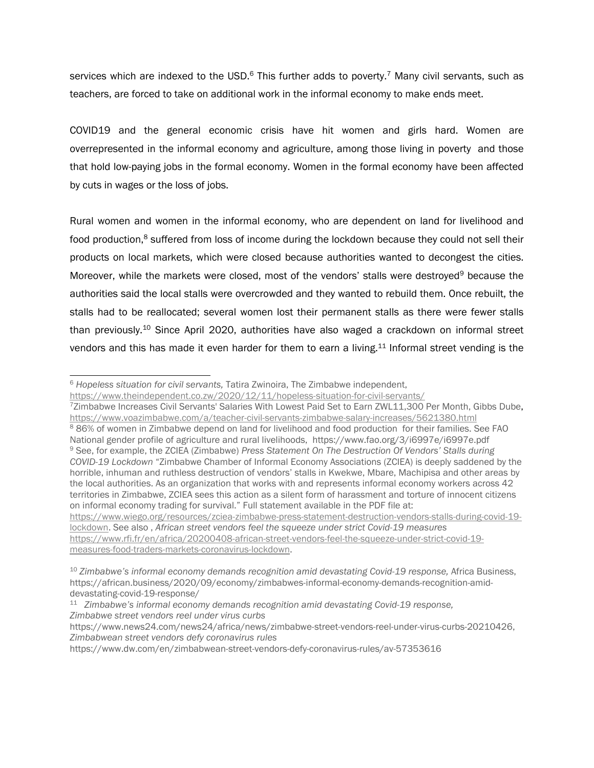services which are indexed to the USD.[6] This further adds to poverty.[7] Many civil servants, such as teachers, are forced to take on additional work in the informal economy to make ends meet.

COVID19 and the general economic crisis have hit women and girls hard. Women are overrepresented in the informal economy and agriculture, among those living in poverty and those that hold low-paying jobs in the formal economy. Women in the formal economy have been affected by cuts in wages or the loss of jobs.

Rural women and women in the informal economy, who are dependent on land for livelihood and food production,[8] suffered from loss of income during the lockdown because they could not sell their products on local markets, which were closed because authorities wanted to decongest the cities. Moreover, while the markets were closed, most of the vendors' stalls were destroyed[9] because the authorities said the local stalls were overcrowded and they wanted to rebuild them. Once rebuilt, the stalls had to be reallocated; several women lost their permanent stalls as there were fewer stalls than previously.[10] Since April 2020, authorities have also waged a crackdown on informal street vendors and this has made it even harder for them to earn a living.[11] Informal street vending is the

---

[6] *Hopeless situation for civil servants,* Tatira Zwinoira, The Zimbabwe independent, https://www.theindependent.co.zw/2020/12/11/hopeless-situation-for-civil-servants/

[7] Zimbabwe Increases Civil Servants' Salaries With Lowest Paid Set to Earn ZWL11,300 Per Month, Gibbs Dube, https://www.voazimbabwe.com/a/teacher-civil-servants-zimbabwe-salary-increases/5621380.html

[8] 86% of women in Zimbabwe depend on land for livelihood and food production for their families. See FAO National gender profile of agriculture and rural livelihoods, https://www.fao.org/3/i6997e/i6997e.pdf

[9] See, for example, the ZCIEA (Zimbabwe) *Press Statement On The Destruction Of Vendors' Stalls during COVID-19 Lockdown* "Zimbabwe Chamber of Informal Economy Associations (ZCIEA) is deeply saddened by the horrible, inhuman and ruthless destruction of vendors' stalls in Kwekwe, Mbare, Machipisa and other areas by the local authorities. As an organization that works with and represents informal economy workers across 42 territories in Zimbabwe, ZCIEA sees this action as a silent form of harassment and torture of innocent citizens on informal economy trading for survival." Full statement available in the PDF file at: https://www.wiego.org/resources/zciea-zimbabwe-press-statement-destruction-vendors-stalls-during-covid-19-lockdown. See also , *African street vendors feel the squeeze under strict Covid-19 measures* https://www.rfi.fr/en/africa/20200408-african-street-vendors-feel-the-squeeze-under-strict-covid-19-measures-food-traders-markets-coronavirus-lockdown.

[10] *Zimbabwe's informal economy demands recognition amid devastating Covid-19 response,* Africa Business, https://african.business/2020/09/economy/zimbabwes-informal-economy-demands-recognition-amid-devastating-covid-19-response/

[11] *Zimbabwe's informal economy demands recognition amid devastating Covid-19 response, Zimbabwe street vendors reel under virus curbs* https://www.news24.com/news24/africa/news/zimbabwe-street-vendors-reel-under-virus-curbs-20210426, *Zimbabwean street vendors defy coronavirus rules* https://www.dw.com/en/zimbabwean-street-vendors-defy-coronavirus-rules/av-57353616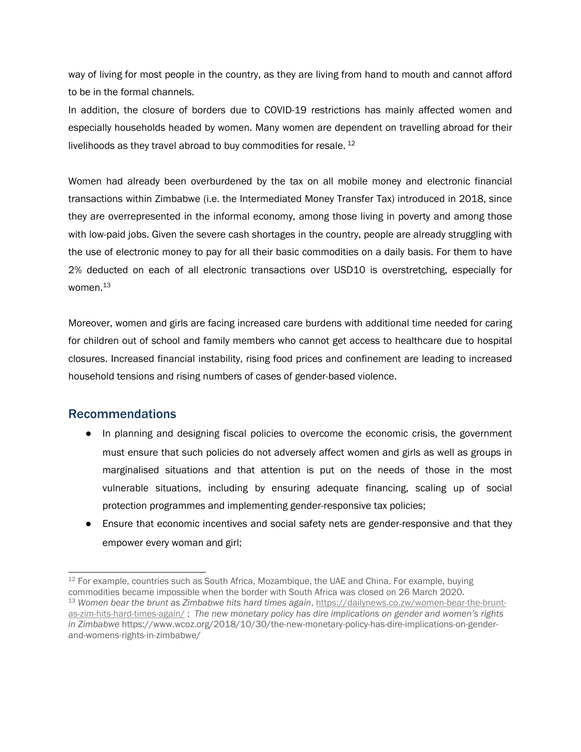way of living for most people in the country, as they are living from hand to mouth and cannot afford to be in the formal channels.

In addition, the closure of borders due to COVID-19 restrictions has mainly affected women and especially households headed by women. Many women are dependent on travelling abroad for their livelihoods as they travel abroad to buy commodities for resale. [12]

Women had already been overburdened by the tax on all mobile money and electronic financial transactions within Zimbabwe (i.e. the Intermediated Money Transfer Tax) introduced in 2018, since they are overrepresented in the informal economy, among those living in poverty and among those with low-paid jobs. Given the severe cash shortages in the country, people are already struggling with the use of electronic money to pay for all their basic commodities on a daily basis. For them to have 2% deducted on each of all electronic transactions over USD10 is overstretching, especially for women.[13]

Moreover, women and girls are facing increased care burdens with additional time needed for caring for children out of school and family members who cannot get access to healthcare due to hospital closures. Increased financial instability, rising food prices and confinement are leading to increased household tensions and rising numbers of cases of gender-based violence.

## Recommendations

- In planning and designing fiscal policies to overcome the economic crisis, the government must ensure that such policies do not adversely affect women and girls as well as groups in marginalised situations and that attention is put on the needs of those in the most vulnerable situations, including by ensuring adequate financing, scaling up of social protection programmes and implementing gender-responsive tax policies;
- Ensure that economic incentives and social safety nets are gender-responsive and that they empower every woman and girl;

---

[12] For example, countries such as South Africa, Mozambique, the UAE and China. For example, buying commodities became impossible when the border with South Africa was closed on 26 March 2020.

[13] *Women bear the brunt as Zimbabwe hits hard times again*, https://dailynews.co.zw/women-bear-the-brunt-as-zim-hits-hard-times-again/ ; *The new monetary policy has dire implications on gender and women's rights in Zimbabwe* https://www.wcoz.org/2018/10/30/the-new-monetary-policy-has-dire-implications-on-gender-and-womens-rights-in-zimbabwe/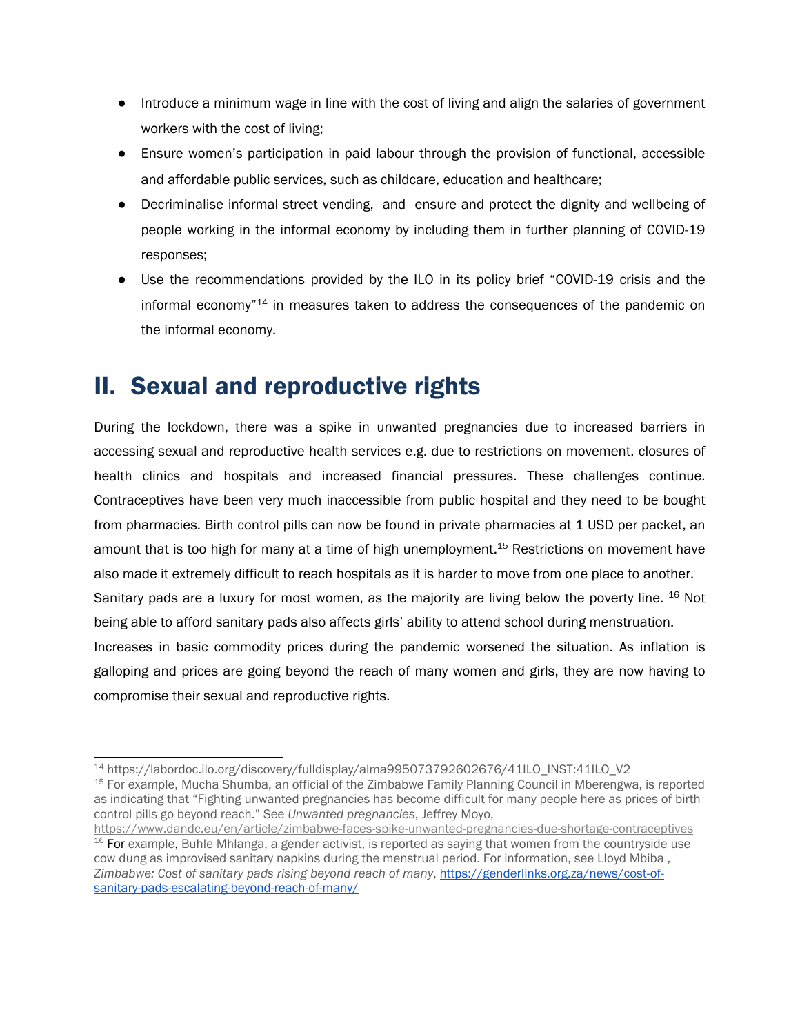- Introduce a minimum wage in line with the cost of living and align the salaries of government workers with the cost of living;
- Ensure women's participation in paid labour through the provision of functional, accessible and affordable public services, such as childcare, education and healthcare;
- Decriminalise informal street vending, and ensure and protect the dignity and wellbeing of people working in the informal economy by including them in further planning of COVID-19 responses;
- Use the recommendations provided by the ILO in its policy brief "COVID-19 crisis and the informal economy"[14] in measures taken to address the consequences of the pandemic on the informal economy.

## II. Sexual and reproductive rights

During the lockdown, there was a spike in unwanted pregnancies due to increased barriers in accessing sexual and reproductive health services e.g. due to restrictions on movement, closures of health clinics and hospitals and increased financial pressures. These challenges continue. Contraceptives have been very much inaccessible from public hospital and they need to be bought from pharmacies. Birth control pills can now be found in private pharmacies at 1 USD per packet, an amount that is too high for many at a time of high unemployment.[15] Restrictions on movement have also made it extremely difficult to reach hospitals as it is harder to move from one place to another. Sanitary pads are a luxury for most women, as the majority are living below the poverty line.[16] Not being able to afford sanitary pads also affects girls' ability to attend school during menstruation. Increases in basic commodity prices during the pandemic worsened the situation. As inflation is galloping and prices are going beyond the reach of many women and girls, they are now having to compromise their sexual and reproductive rights.

---

[14] https://labordoc.ilo.org/discovery/fulldisplay/alma995073792602676/41ILO_INST:41ILO_V2

[15] For example, Mucha Shumba, an official of the Zimbabwe Family Planning Council in Mberengwa, is reported as indicating that "Fighting unwanted pregnancies has become difficult for many people here as prices of birth control pills go beyond reach." See *Unwanted pregnancies*, Jeffrey Moyo, https://www.dandc.eu/en/article/zimbabwe-faces-spike-unwanted-pregnancies-due-shortage-contraceptives

[16] For example, Buhle Mhlanga, a gender activist, is reported as saying that women from the countryside use cow dung as improvised sanitary napkins during the menstrual period. For information, see Lloyd Mbiba , *Zimbabwe: Cost of sanitary pads rising beyond reach of many*, https://genderlinks.org.za/news/cost-of-sanitary-pads-escalating-beyond-reach-of-many/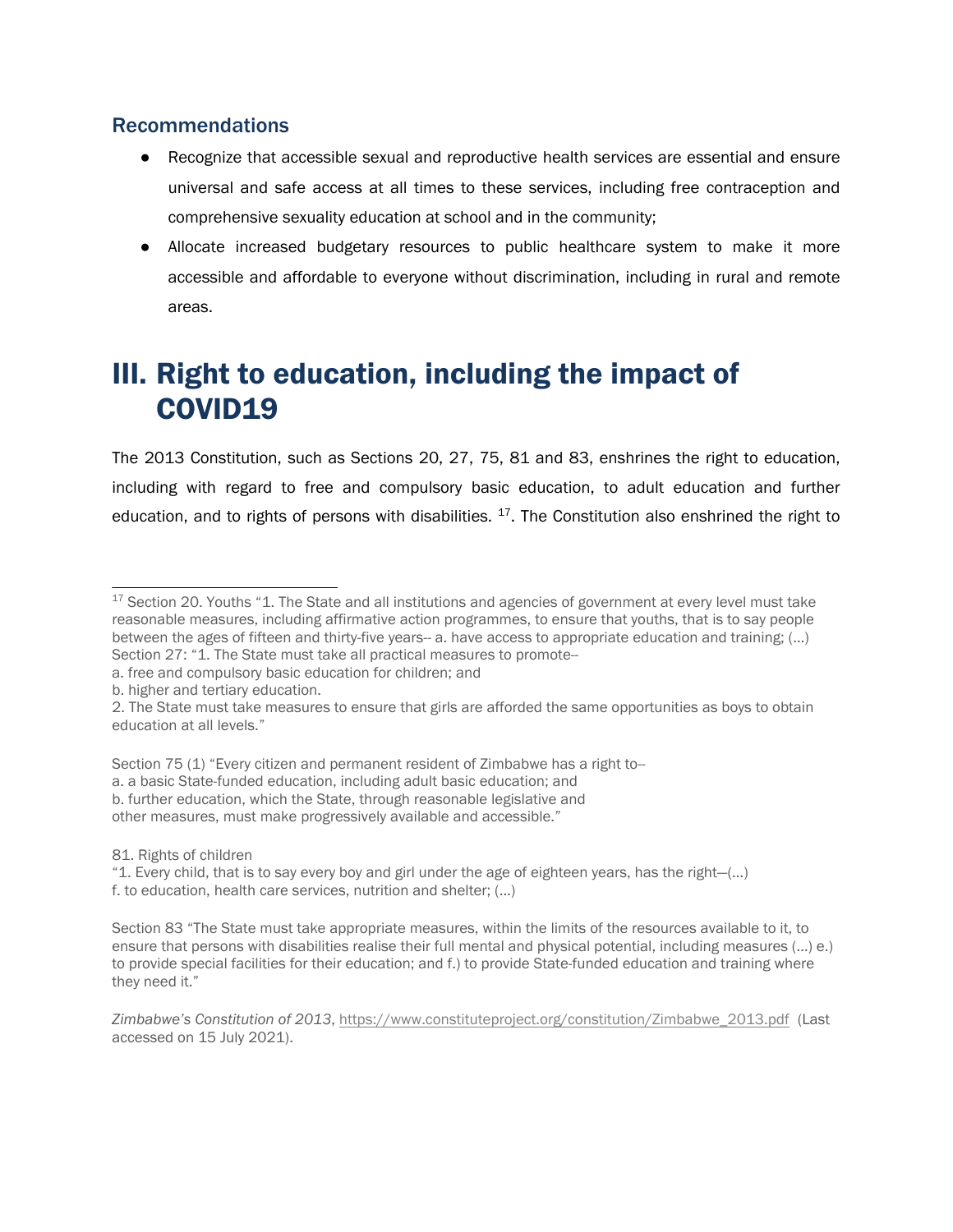### Recommendations

- Recognize that accessible sexual and reproductive health services are essential and ensure universal and safe access at all times to these services, including free contraception and comprehensive sexuality education at school and in the community;
- Allocate increased budgetary resources to public healthcare system to make it more accessible and affordable to everyone without discrimination, including in rural and remote areas.

# III. Right to education, including the impact of COVID19

The 2013 Constitution, such as Sections 20, 27, 75, 81 and 83, enshrines the right to education, including with regard to free and compulsory basic education, to adult education and further education, and to rights of persons with disabilities. [17]. The Constitution also enshrined the right to

---

[17] Section 20. Youths "1. The State and all institutions and agencies of government at every level must take reasonable measures, including affirmative action programmes, to ensure that youths, that is to say people between the ages of fifteen and thirty-five years-- a. have access to appropriate education and training; (…)
Section 27: "1. The State must take all practical measures to promote--
a. free and compulsory basic education for children; and
b. higher and tertiary education.
2. The State must take measures to ensure that girls are afforded the same opportunities as boys to obtain education at all levels."

Section 75 (1) "Every citizen and permanent resident of Zimbabwe has a right to--
a. a basic State-funded education, including adult basic education; and
b. further education, which the State, through reasonable legislative and
other measures, must make progressively available and accessible."

81. Rights of children
"1. Every child, that is to say every boy and girl under the age of eighteen years, has the right—(…)
f. to education, health care services, nutrition and shelter; (…)

Section 83 "The State must take appropriate measures, within the limits of the resources available to it, to ensure that persons with disabilities realise their full mental and physical potential, including measures (…) e.) to provide special facilities for their education; and f.) to provide State-funded education and training where they need it."

*Zimbabwe's Constitution of 2013*, https://www.constituteproject.org/constitution/Zimbabwe_2013.pdf (Last accessed on 15 July 2021).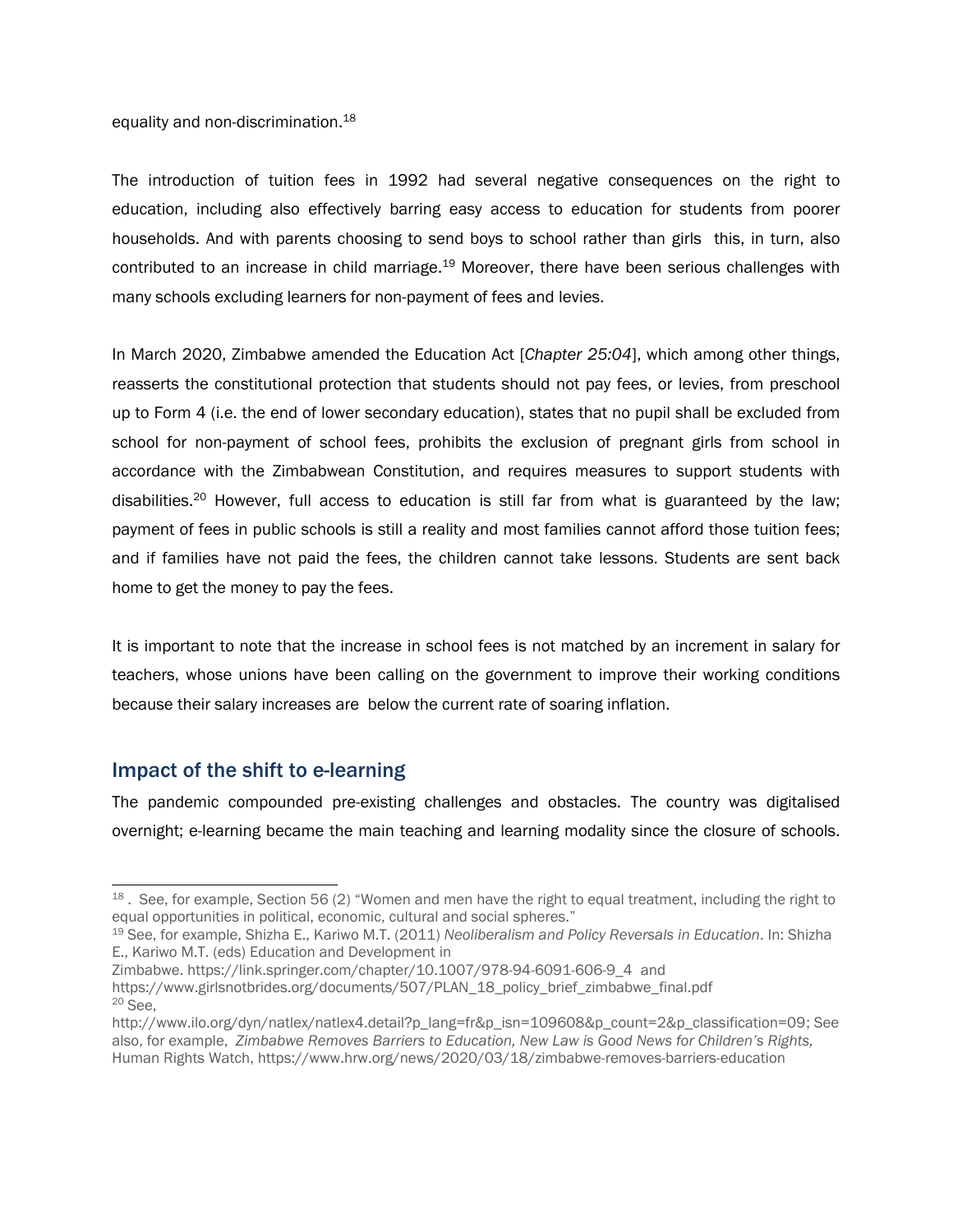equality and non-discrimination.[18]

The introduction of tuition fees in 1992 had several negative consequences on the right to education, including also effectively barring easy access to education for students from poorer households. And with parents choosing to send boys to school rather than girls this, in turn, also contributed to an increase in child marriage.[19] Moreover, there have been serious challenges with many schools excluding learners for non-payment of fees and levies.

In March 2020, Zimbabwe amended the Education Act [*Chapter 25:04*], which among other things, reasserts the constitutional protection that students should not pay fees, or levies, from preschool up to Form 4 (i.e. the end of lower secondary education), states that no pupil shall be excluded from school for non-payment of school fees, prohibits the exclusion of pregnant girls from school in accordance with the Zimbabwean Constitution, and requires measures to support students with disabilities.[20] However, full access to education is still far from what is guaranteed by the law; payment of fees in public schools is still a reality and most families cannot afford those tuition fees; and if families have not paid the fees, the children cannot take lessons. Students are sent back home to get the money to pay the fees.

It is important to note that the increase in school fees is not matched by an increment in salary for teachers, whose unions have been calling on the government to improve their working conditions because their salary increases are below the current rate of soaring inflation.

## Impact of the shift to e-learning

The pandemic compounded pre-existing challenges and obstacles. The country was digitalised overnight; e-learning became the main teaching and learning modality since the closure of schools.

---

[18] . See, for example, Section 56 (2) "Women and men have the right to equal treatment, including the right to equal opportunities in political, economic, cultural and social spheres."

[19] See, for example, Shizha E., Kariwo M.T. (2011) *Neoliberalism and Policy Reversals in Education*. In: Shizha E., Kariwo M.T. (eds) Education and Development in Zimbabwe. https://link.springer.com/chapter/10.1007/978-94-6091-606-9_4 and https://www.girlsnotbrides.org/documents/507/PLAN_18_policy_brief_zimbabwe_final.pdf

[20] See, http://www.ilo.org/dyn/natlex/natlex4.detail?p_lang=fr&p_isn=109608&p_count=2&p_classification=09; See also, for example, *Zimbabwe Removes Barriers to Education, New Law is Good News for Children's Rights,* Human Rights Watch, https://www.hrw.org/news/2020/03/18/zimbabwe-removes-barriers-education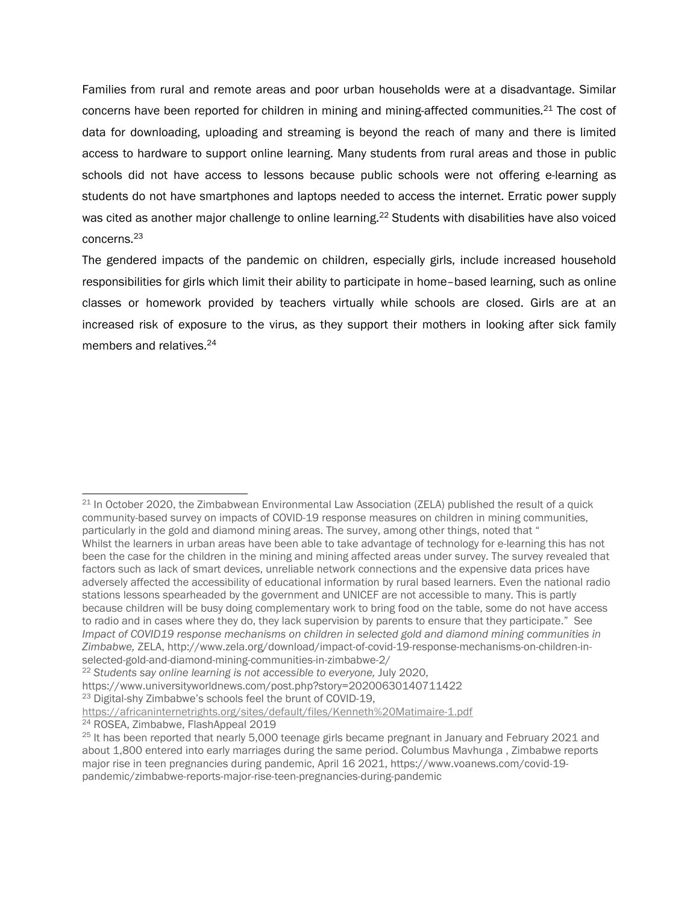Families from rural and remote areas and poor urban households were at a disadvantage. Similar concerns have been reported for children in mining and mining-affected communities.[21] The cost of data for downloading, uploading and streaming is beyond the reach of many and there is limited access to hardware to support online learning. Many students from rural areas and those in public schools did not have access to lessons because public schools were not offering e-learning as students do not have smartphones and laptops needed to access the internet. Erratic power supply was cited as another major challenge to online learning.[22] Students with disabilities have also voiced concerns.[23]

The gendered impacts of the pandemic on children, especially girls, include increased household responsibilities for girls which limit their ability to participate in home–based learning, such as online classes or homework provided by teachers virtually while schools are closed. Girls are at an increased risk of exposure to the virus, as they support their mothers in looking after sick family members and relatives.[24]

---

[21] In October 2020, the Zimbabwean Environmental Law Association (ZELA) published the result of a quick community-based survey on impacts of COVID-19 response measures on children in mining communities, particularly in the gold and diamond mining areas. The survey, among other things, noted that " Whilst the learners in urban areas have been able to take advantage of technology for e-learning this has not been the case for the children in the mining and mining affected areas under survey. The survey revealed that factors such as lack of smart devices, unreliable network connections and the expensive data prices have adversely affected the accessibility of educational information by rural based learners. Even the national radio stations lessons spearheaded by the government and UNICEF are not accessible to many. This is partly because children will be busy doing complementary work to bring food on the table, some do not have access to radio and in cases where they do, they lack supervision by parents to ensure that they participate." See *Impact of COVID19 response mechanisms on children in selected gold and diamond mining communities in Zimbabwe,* ZELA, http://www.zela.org/download/impact-of-covid-19-response-mechanisms-on-children-in-selected-gold-and-diamond-mining-communities-in-zimbabwe-2/

[22] *Students say online learning is not accessible to everyone,* July 2020, https://www.universityworldnews.com/post.php?story=20200630140711422

[23] Digital-shy Zimbabwe's schools feel the brunt of COVID-19, https://africaninternetrights.org/sites/default/files/Kenneth%20Matimaire-1.pdf

[24] ROSEA, Zimbabwe, FlashAppeal 2019

[25] It has been reported that nearly 5,000 teenage girls became pregnant in January and February 2021 and about 1,800 entered into early marriages during the same period. Columbus Mavhunga , Zimbabwe reports major rise in teen pregnancies during pandemic, April 16 2021, https://www.voanews.com/covid-19-pandemic/zimbabwe-reports-major-rise-teen-pregnancies-during-pandemic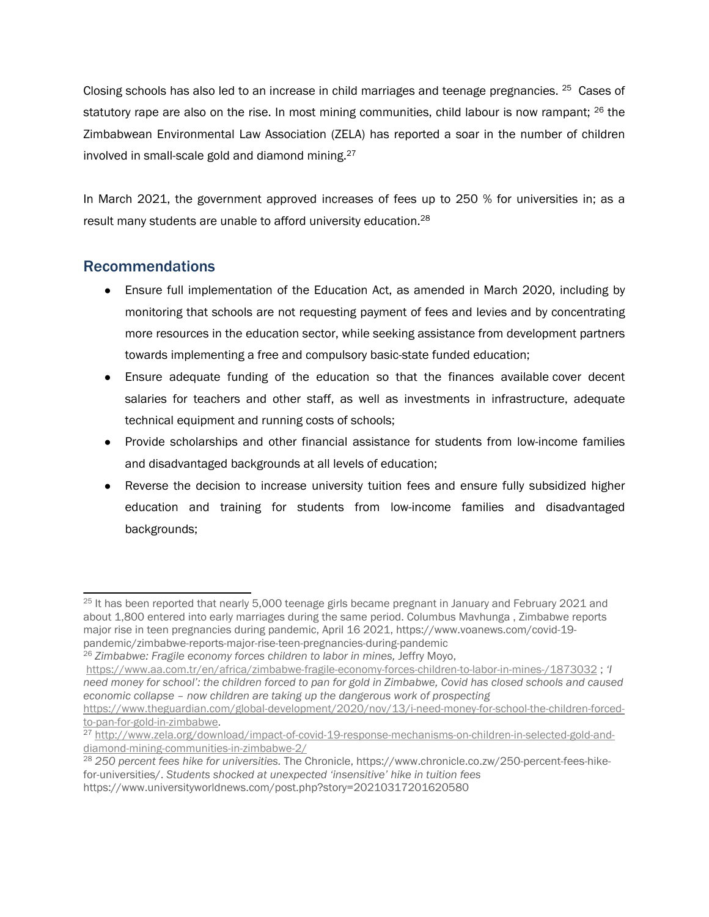Closing schools has also led to an increase in child marriages and teenage pregnancies. [25] Cases of statutory rape are also on the rise. In most mining communities, child labour is now rampant; [26] the Zimbabwean Environmental Law Association (ZELA) has reported a soar in the number of children involved in small-scale gold and diamond mining.[27]

In March 2021, the government approved increases of fees up to 250 % for universities in; as a result many students are unable to afford university education.[28]

## Recommendations

- Ensure full implementation of the Education Act, as amended in March 2020, including by monitoring that schools are not requesting payment of fees and levies and by concentrating more resources in the education sector, while seeking assistance from development partners towards implementing a free and compulsory basic-state funded education;
- Ensure adequate funding of the education so that the finances available cover decent salaries for teachers and other staff, as well as investments in infrastructure, adequate technical equipment and running costs of schools;
- Provide scholarships and other financial assistance for students from low-income families and disadvantaged backgrounds at all levels of education;
- Reverse the decision to increase university tuition fees and ensure fully subsidized higher education and training for students from low-income families and disadvantaged backgrounds;

---

[25] It has been reported that nearly 5,000 teenage girls became pregnant in January and February 2021 and about 1,800 entered into early marriages during the same period. Columbus Mavhunga , Zimbabwe reports major rise in teen pregnancies during pandemic, April 16 2021, https://www.voanews.com/covid-19-pandemic/zimbabwe-reports-major-rise-teen-pregnancies-during-pandemic

[26] *Zimbabwe: Fragile economy forces children to labor in mines,* Jeffry Moyo, https://www.aa.com.tr/en/africa/zimbabwe-fragile-economy-forces-children-to-labor-in-mines-/1873032 ; *'I need money for school': the children forced to pan for gold in Zimbabwe, Covid has closed schools and caused economic collapse – now children are taking up the dangerous work of prospecting* https://www.theguardian.com/global-development/2020/nov/13/i-need-money-for-school-the-children-forced-to-pan-for-gold-in-zimbabwe.

[27] http://www.zela.org/download/impact-of-covid-19-response-mechanisms-on-children-in-selected-gold-and-diamond-mining-communities-in-zimbabwe-2/

[28] *250 percent fees hike for universities.* The Chronicle, https://www.chronicle.co.zw/250-percent-fees-hike-for-universities/. *Students shocked at unexpected 'insensitive' hike in tuition fees* https://www.universityworldnews.com/post.php?story=20210317201620580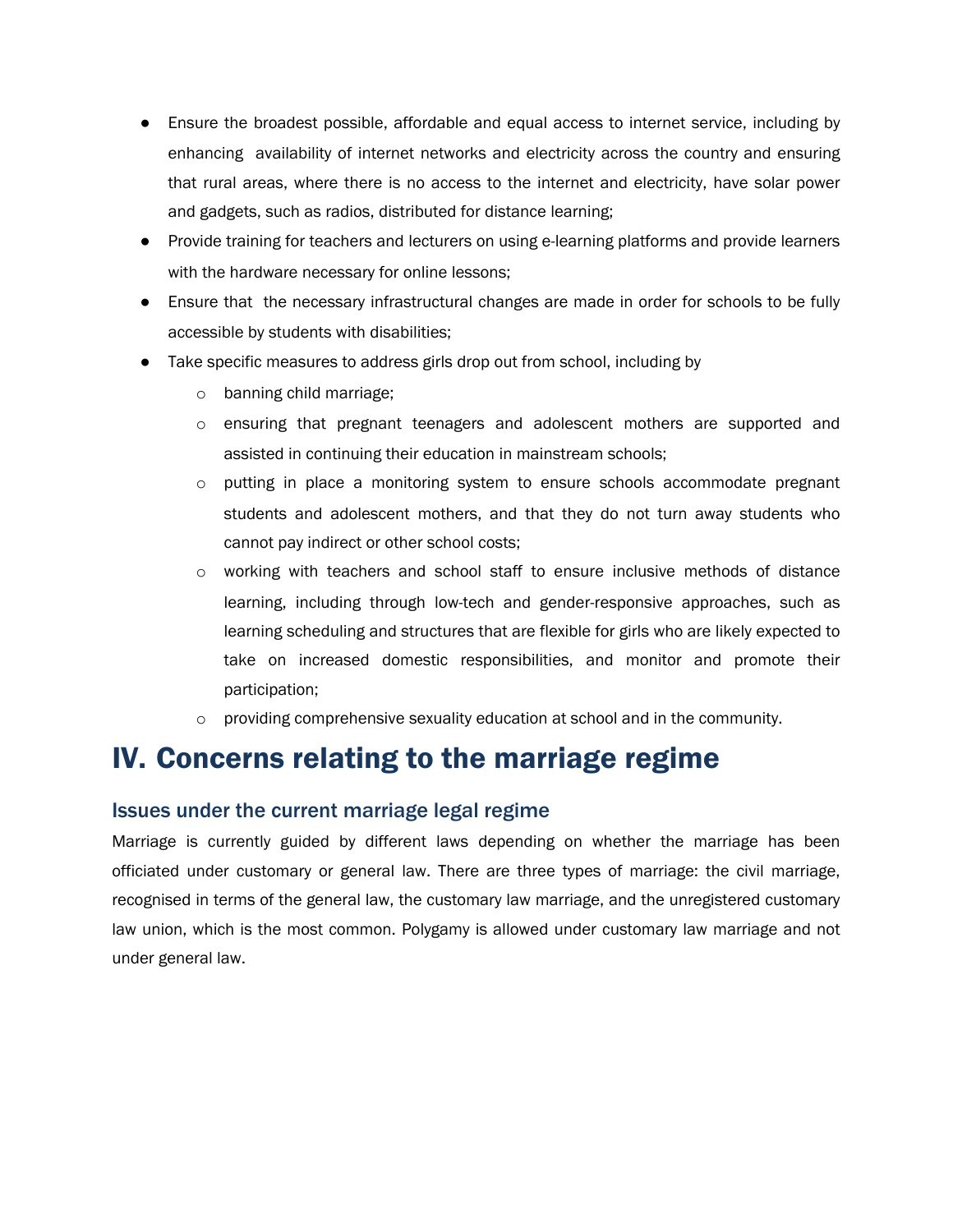- Ensure the broadest possible, affordable and equal access to internet service, including by enhancing availability of internet networks and electricity across the country and ensuring that rural areas, where there is no access to the internet and electricity, have solar power and gadgets, such as radios, distributed for distance learning;
- Provide training for teachers and lecturers on using e-learning platforms and provide learners with the hardware necessary for online lessons;
- Ensure that the necessary infrastructural changes are made in order for schools to be fully accessible by students with disabilities;
- Take specific measures to address girls drop out from school, including by
  - banning child marriage;
  - ensuring that pregnant teenagers and adolescent mothers are supported and assisted in continuing their education in mainstream schools;
  - putting in place a monitoring system to ensure schools accommodate pregnant students and adolescent mothers, and that they do not turn away students who cannot pay indirect or other school costs;
  - working with teachers and school staff to ensure inclusive methods of distance learning, including through low-tech and gender-responsive approaches, such as learning scheduling and structures that are flexible for girls who are likely expected to take on increased domestic responsibilities, and monitor and promote their participation;
  - providing comprehensive sexuality education at school and in the community.

# IV. Concerns relating to the marriage regime

## Issues under the current marriage legal regime

Marriage is currently guided by different laws depending on whether the marriage has been officiated under customary or general law. There are three types of marriage: the civil marriage, recognised in terms of the general law, the customary law marriage, and the unregistered customary law union, which is the most common. Polygamy is allowed under customary law marriage and not under general law.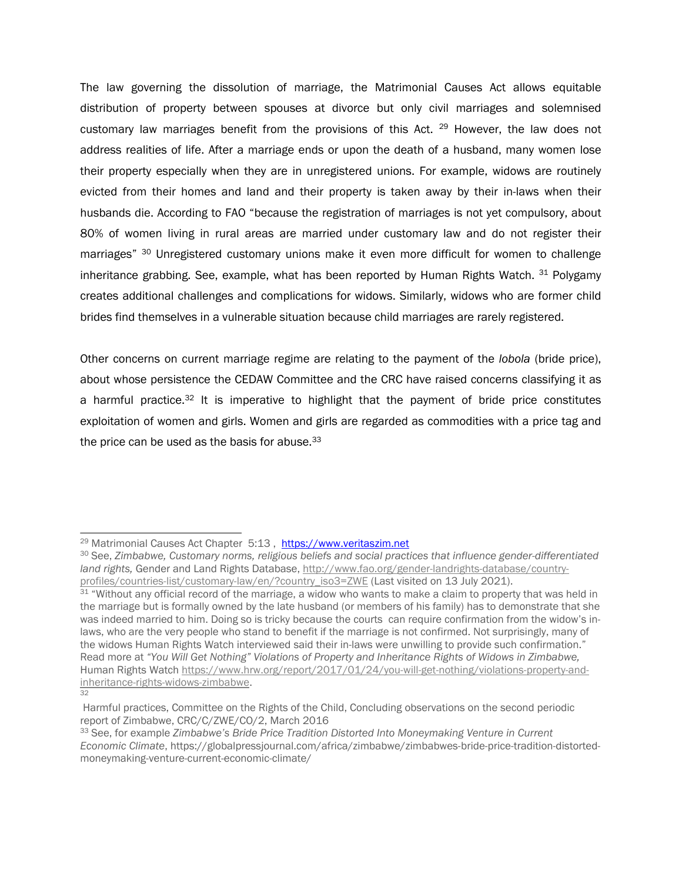The law governing the dissolution of marriage, the Matrimonial Causes Act allows equitable distribution of property between spouses at divorce but only civil marriages and solemnised customary law marriages benefit from the provisions of this Act. [29] However, the law does not address realities of life. After a marriage ends or upon the death of a husband, many women lose their property especially when they are in unregistered unions. For example, widows are routinely evicted from their homes and land and their property is taken away by their in-laws when their husbands die. According to FAO "because the registration of marriages is not yet compulsory, about 80% of women living in rural areas are married under customary law and do not register their marriages" [30] Unregistered customary unions make it even more difficult for women to challenge inheritance grabbing. See, example, what has been reported by Human Rights Watch. [31] Polygamy creates additional challenges and complications for widows. Similarly, widows who are former child brides find themselves in a vulnerable situation because child marriages are rarely registered.

Other concerns on current marriage regime are relating to the payment of the *lobola* (bride price), about whose persistence the CEDAW Committee and the CRC have raised concerns classifying it as a harmful practice.[32] It is imperative to highlight that the payment of bride price constitutes exploitation of women and girls. Women and girls are regarded as commodities with a price tag and the price can be used as the basis for abuse.[33]

---

[29] Matrimonial Causes Act Chapter 5:13 , https://www.veritaszim.net

[30] See, *Zimbabwe, Customary norms, religious beliefs and social practices that influence gender-differentiated land rights,* Gender and Land Rights Database, http://www.fao.org/gender-landrights-database/country-profiles/countries-list/customary-law/en/?country_iso3=ZWE (Last visited on 13 July 2021).

[31] "Without any official record of the marriage, a widow who wants to make a claim to property that was held in the marriage but is formally owned by the late husband (or members of his family) has to demonstrate that she was indeed married to him. Doing so is tricky because the courts can require confirmation from the widow's in-laws, who are the very people who stand to benefit if the marriage is not confirmed. Not surprisingly, many of the widows Human Rights Watch interviewed said their in-laws were unwilling to provide such confirmation." Read more at *"You Will Get Nothing" Violations of Property and Inheritance Rights of Widows in Zimbabwe,* Human Rights Watch https://www.hrw.org/report/2017/01/24/you-will-get-nothing/violations-property-and-inheritance-rights-widows-zimbabwe.

[32] Harmful practices, Committee on the Rights of the Child, Concluding observations on the second periodic report of Zimbabwe, CRC/C/ZWE/CO/2, March 2016

[33] See, for example *Zimbabwe's Bride Price Tradition Distorted Into Moneymaking Venture in Current Economic Climate*, https://globalpressjournal.com/africa/zimbabwe/zimbabwes-bride-price-tradition-distorted-moneymaking-venture-current-economic-climate/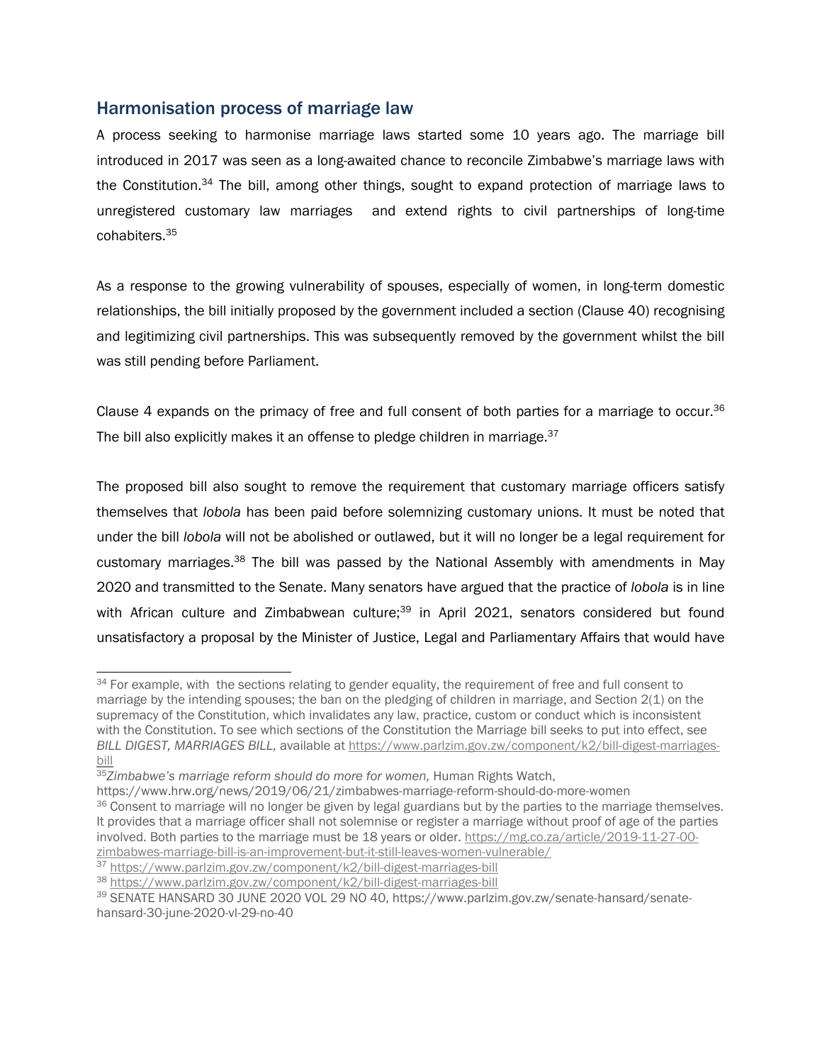## Harmonisation process of marriage law

A process seeking to harmonise marriage laws started some 10 years ago. The marriage bill introduced in 2017 was seen as a long-awaited chance to reconcile Zimbabwe's marriage laws with the Constitution.[34] The bill, among other things, sought to expand protection of marriage laws to unregistered customary law marriages and extend rights to civil partnerships of long-time cohabiters.[35]

As a response to the growing vulnerability of spouses, especially of women, in long-term domestic relationships, the bill initially proposed by the government included a section (Clause 40) recognising and legitimizing civil partnerships. This was subsequently removed by the government whilst the bill was still pending before Parliament.

Clause 4 expands on the primacy of free and full consent of both parties for a marriage to occur.[36] The bill also explicitly makes it an offense to pledge children in marriage.[37]

The proposed bill also sought to remove the requirement that customary marriage officers satisfy themselves that *lobola* has been paid before solemnizing customary unions. It must be noted that under the bill *lobola* will not be abolished or outlawed, but it will no longer be a legal requirement for customary marriages.[38] The bill was passed by the National Assembly with amendments in May 2020 and transmitted to the Senate. Many senators have argued that the practice of *lobola* is in line with African culture and Zimbabwean culture;[39] in April 2021, senators considered but found unsatisfactory a proposal by the Minister of Justice, Legal and Parliamentary Affairs that would have

---

[34] For example, with the sections relating to gender equality, the requirement of free and full consent to marriage by the intending spouses; the ban on the pledging of children in marriage, and Section 2(1) on the supremacy of the Constitution, which invalidates any law, practice, custom or conduct which is inconsistent with the Constitution. To see which sections of the Constitution the Marriage bill seeks to put into effect, see *BILL DIGEST, MARRIAGES BILL,* available at https://www.parlzim.gov.zw/component/k2/bill-digest-marriages-bill

[35] *Zimbabwe's marriage reform should do more for women,* Human Rights Watch, https://www.hrw.org/news/2019/06/21/zimbabwes-marriage-reform-should-do-more-women

[36] Consent to marriage will no longer be given by legal guardians but by the parties to the marriage themselves. It provides that a marriage officer shall not solemnise or register a marriage without proof of age of the parties involved. Both parties to the marriage must be 18 years or older. https://mg.co.za/article/2019-11-27-00-zimbabwes-marriage-bill-is-an-improvement-but-it-still-leaves-women-vulnerable/

[37] https://www.parlzim.gov.zw/component/k2/bill-digest-marriages-bill

[38] https://www.parlzim.gov.zw/component/k2/bill-digest-marriages-bill

[39] SENATE HANSARD 30 JUNE 2020 VOL 29 NO 40, https://www.parlzim.gov.zw/senate-hansard/senate-hansard-30-june-2020-vl-29-no-40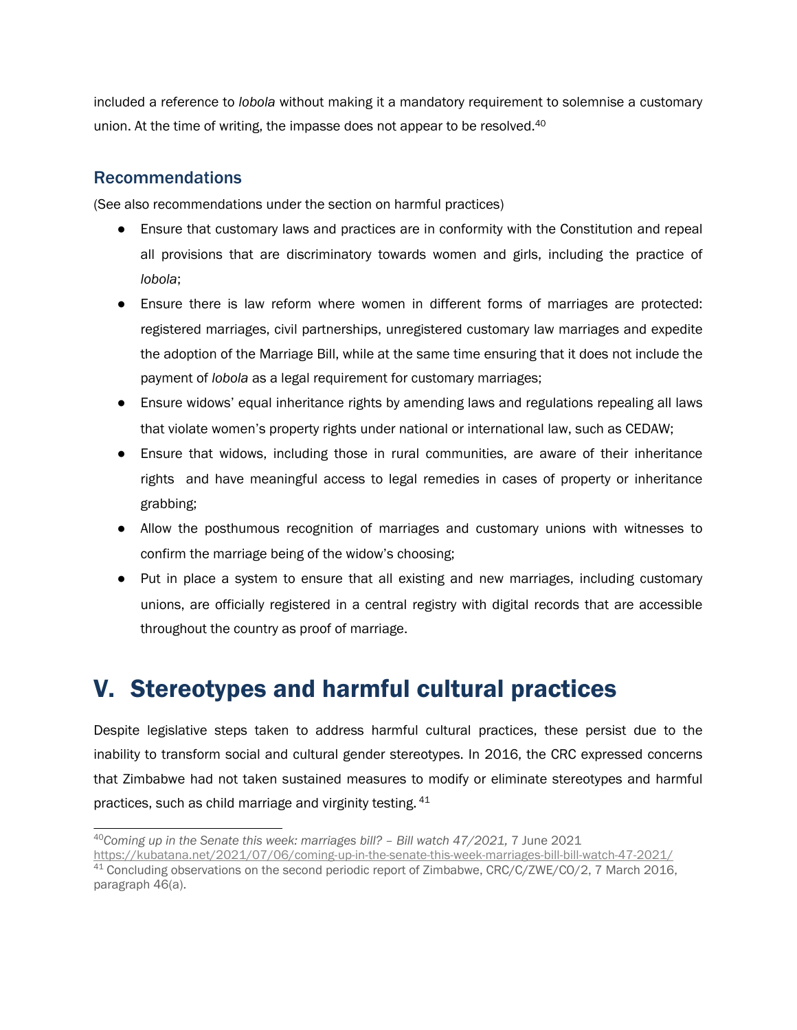included a reference to *lobola* without making it a mandatory requirement to solemnise a customary union. At the time of writing, the impasse does not appear to be resolved.[40]

### Recommendations

(See also recommendations under the section on harmful practices)

- Ensure that customary laws and practices are in conformity with the Constitution and repeal all provisions that are discriminatory towards women and girls, including the practice of *lobola*;
- Ensure there is law reform where women in different forms of marriages are protected: registered marriages, civil partnerships, unregistered customary law marriages and expedite the adoption of the Marriage Bill, while at the same time ensuring that it does not include the payment of *lobola* as a legal requirement for customary marriages;
- Ensure widows' equal inheritance rights by amending laws and regulations repealing all laws that violate women's property rights under national or international law, such as CEDAW;
- Ensure that widows, including those in rural communities, are aware of their inheritance rights and have meaningful access to legal remedies in cases of property or inheritance grabbing;
- Allow the posthumous recognition of marriages and customary unions with witnesses to confirm the marriage being of the widow's choosing;
- Put in place a system to ensure that all existing and new marriages, including customary unions, are officially registered in a central registry with digital records that are accessible throughout the country as proof of marriage.

## V. Stereotypes and harmful cultural practices

Despite legislative steps taken to address harmful cultural practices, these persist due to the inability to transform social and cultural gender stereotypes. In 2016, the CRC expressed concerns that Zimbabwe had not taken sustained measures to modify or eliminate stereotypes and harmful practices, such as child marriage and virginity testing.[41]

---

[40] *Coming up in the Senate this week: marriages bill? – Bill watch 47/2021,* 7 June 2021 https://kubatana.net/2021/07/06/coming-up-in-the-senate-this-week-marriages-bill-bill-watch-47-2021/

[41] Concluding observations on the second periodic report of Zimbabwe, CRC/C/ZWE/CO/2, 7 March 2016, paragraph 46(a).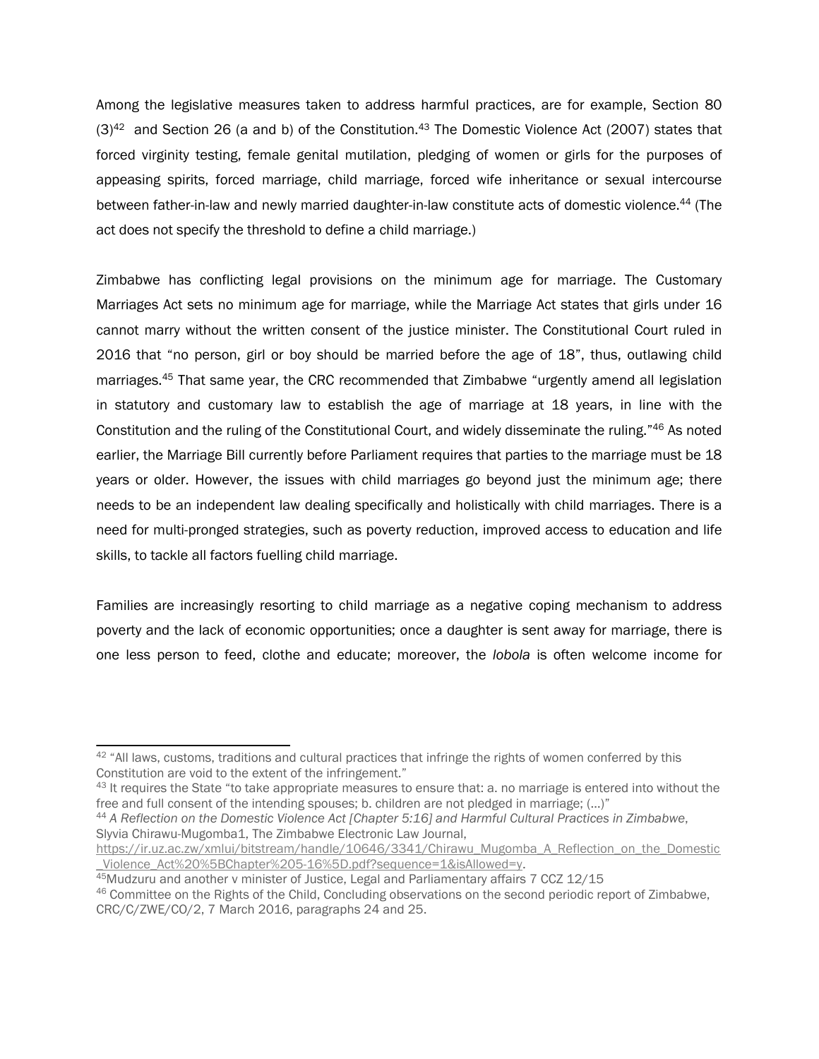Among the legislative measures taken to address harmful practices, are for example, Section 80 (3)[42] and Section 26 (a and b) of the Constitution.[43] The Domestic Violence Act (2007) states that forced virginity testing, female genital mutilation, pledging of women or girls for the purposes of appeasing spirits, forced marriage, child marriage, forced wife inheritance or sexual intercourse between father-in-law and newly married daughter-in-law constitute acts of domestic violence.[44] (The act does not specify the threshold to define a child marriage.)

Zimbabwe has conflicting legal provisions on the minimum age for marriage. The Customary Marriages Act sets no minimum age for marriage, while the Marriage Act states that girls under 16 cannot marry without the written consent of the justice minister. The Constitutional Court ruled in 2016 that "no person, girl or boy should be married before the age of 18", thus, outlawing child marriages.[45] That same year, the CRC recommended that Zimbabwe "urgently amend all legislation in statutory and customary law to establish the age of marriage at 18 years, in line with the Constitution and the ruling of the Constitutional Court, and widely disseminate the ruling."[46] As noted earlier, the Marriage Bill currently before Parliament requires that parties to the marriage must be 18 years or older. However, the issues with child marriages go beyond just the minimum age; there needs to be an independent law dealing specifically and holistically with child marriages. There is a need for multi-pronged strategies, such as poverty reduction, improved access to education and life skills, to tackle all factors fuelling child marriage.

Families are increasingly resorting to child marriage as a negative coping mechanism to address poverty and the lack of economic opportunities; once a daughter is sent away for marriage, there is one less person to feed, clothe and educate; moreover, the *lobola* is often welcome income for

---

[42] "All laws, customs, traditions and cultural practices that infringe the rights of women conferred by this Constitution are void to the extent of the infringement."

[43] It requires the State "to take appropriate measures to ensure that: a. no marriage is entered into without the free and full consent of the intending spouses; b. children are not pledged in marriage; (…)"

[44] *A Reflection on the Domestic Violence Act [Chapter 5:16] and Harmful Cultural Practices in Zimbabwe*, Slyvia Chirawu-Mugomba1, The Zimbabwe Electronic Law Journal, https://ir.uz.ac.zw/xmlui/bitstream/handle/10646/3341/Chirawu_Mugomba_A_Reflection_on_the_Domestic_Violence_Act%20%5BChapter%205-16%5D.pdf?sequence=1&isAllowed=y.

[45] Mudzuru and another v minister of Justice, Legal and Parliamentary affairs 7 CCZ 12/15

[46] Committee on the Rights of the Child, Concluding observations on the second periodic report of Zimbabwe, CRC/C/ZWE/CO/2, 7 March 2016, paragraphs 24 and 25.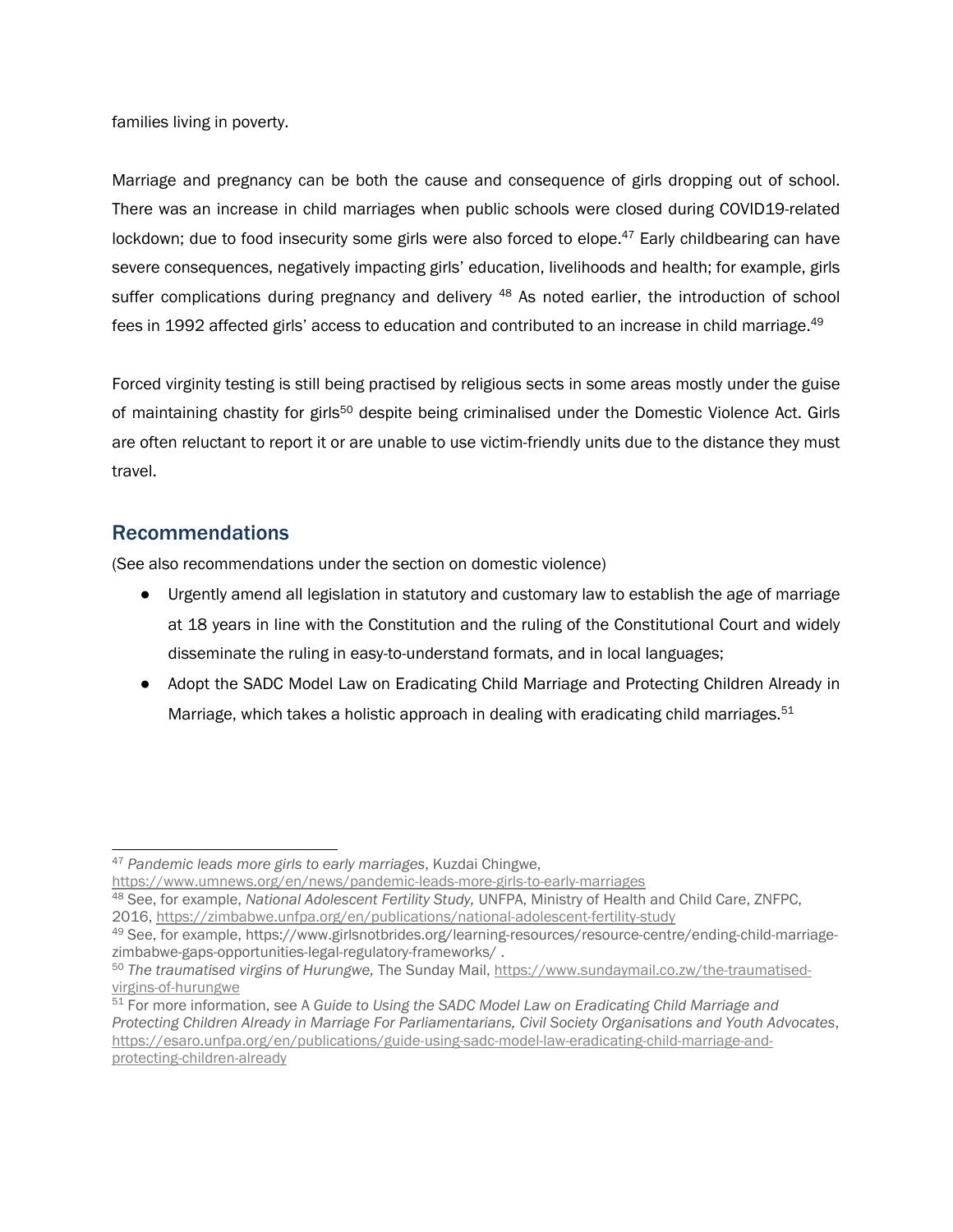families living in poverty.

Marriage and pregnancy can be both the cause and consequence of girls dropping out of school. There was an increase in child marriages when public schools were closed during COVID19-related lockdown; due to food insecurity some girls were also forced to elope.[47] Early childbearing can have severe consequences, negatively impacting girls' education, livelihoods and health; for example, girls suffer complications during pregnancy and delivery [48] As noted earlier, the introduction of school fees in 1992 affected girls' access to education and contributed to an increase in child marriage.[49]

Forced virginity testing is still being practised by religious sects in some areas mostly under the guise of maintaining chastity for girls[50] despite being criminalised under the Domestic Violence Act. Girls are often reluctant to report it or are unable to use victim-friendly units due to the distance they must travel.

## Recommendations

(See also recommendations under the section on domestic violence)

- Urgently amend all legislation in statutory and customary law to establish the age of marriage at 18 years in line with the Constitution and the ruling of the Constitutional Court and widely disseminate the ruling in easy-to-understand formats, and in local languages;
- Adopt the SADC Model Law on Eradicating Child Marriage and Protecting Children Already in Marriage, which takes a holistic approach in dealing with eradicating child marriages.[51]

---

[47] *Pandemic leads more girls to early marriages*, Kuzdai Chingwe, https://www.umnews.org/en/news/pandemic-leads-more-girls-to-early-marriages

[48] See, for example, *National Adolescent Fertility Study,* UNFPA, Ministry of Health and Child Care, ZNFPC, 2016, https://zimbabwe.unfpa.org/en/publications/national-adolescent-fertility-study

[49] See, for example, https://www.girlsnotbrides.org/learning-resources/resource-centre/ending-child-marriage-zimbabwe-gaps-opportunities-legal-regulatory-frameworks/ .

[50] *The traumatised virgins of Hurungwe,* The Sunday Mail, https://www.sundaymail.co.zw/the-traumatised-virgins-of-hurungwe

[51] For more information, see A *Guide to Using the SADC Model Law on Eradicating Child Marriage and Protecting Children Already in Marriage For Parliamentarians, Civil Society Organisations and Youth Advocates*, https://esaro.unfpa.org/en/publications/guide-using-sadc-model-law-eradicating-child-marriage-and-protecting-children-already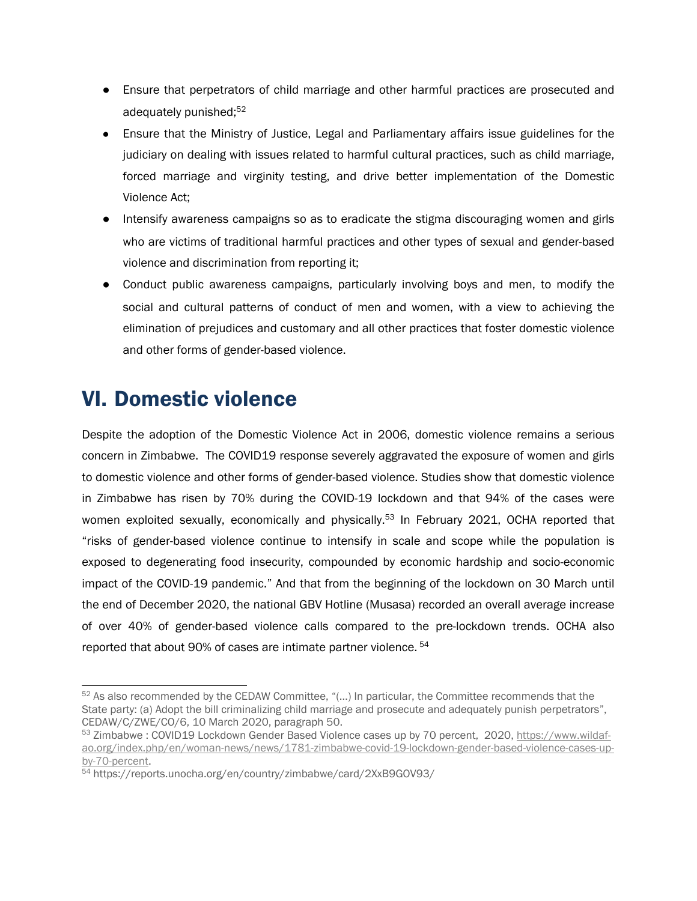- Ensure that perpetrators of child marriage and other harmful practices are prosecuted and adequately punished;[52]
- Ensure that the Ministry of Justice, Legal and Parliamentary affairs issue guidelines for the judiciary on dealing with issues related to harmful cultural practices, such as child marriage, forced marriage and virginity testing, and drive better implementation of the Domestic Violence Act;
- Intensify awareness campaigns so as to eradicate the stigma discouraging women and girls who are victims of traditional harmful practices and other types of sexual and gender-based violence and discrimination from reporting it;
- Conduct public awareness campaigns, particularly involving boys and men, to modify the social and cultural patterns of conduct of men and women, with a view to achieving the elimination of prejudices and customary and all other practices that foster domestic violence and other forms of gender-based violence.

# VI. Domestic violence

Despite the adoption of the Domestic Violence Act in 2006, domestic violence remains a serious concern in Zimbabwe. The COVID19 response severely aggravated the exposure of women and girls to domestic violence and other forms of gender-based violence. Studies show that domestic violence in Zimbabwe has risen by 70% during the COVID-19 lockdown and that 94% of the cases were women exploited sexually, economically and physically.[53] In February 2021, OCHA reported that "risks of gender-based violence continue to intensify in scale and scope while the population is exposed to degenerating food insecurity, compounded by economic hardship and socio-economic impact of the COVID-19 pandemic." And that from the beginning of the lockdown on 30 March until the end of December 2020, the national GBV Hotline (Musasa) recorded an overall average increase of over 40% of gender-based violence calls compared to the pre-lockdown trends. OCHA also reported that about 90% of cases are intimate partner violence.[54]

---

[52] As also recommended by the CEDAW Committee, "(...) In particular, the Committee recommends that the State party: (a) Adopt the bill criminalizing child marriage and prosecute and adequately punish perpetrators", CEDAW/C/ZWE/CO/6, 10 March 2020, paragraph 50.

[53] Zimbabwe : COVID19 Lockdown Gender Based Violence cases up by 70 percent, 2020, https://www.wildaf-ao.org/index.php/en/woman-news/news/1781-zimbabwe-covid-19-lockdown-gender-based-violence-cases-up-by-70-percent.

[54] https://reports.unocha.org/en/country/zimbabwe/card/2XxB9GOV93/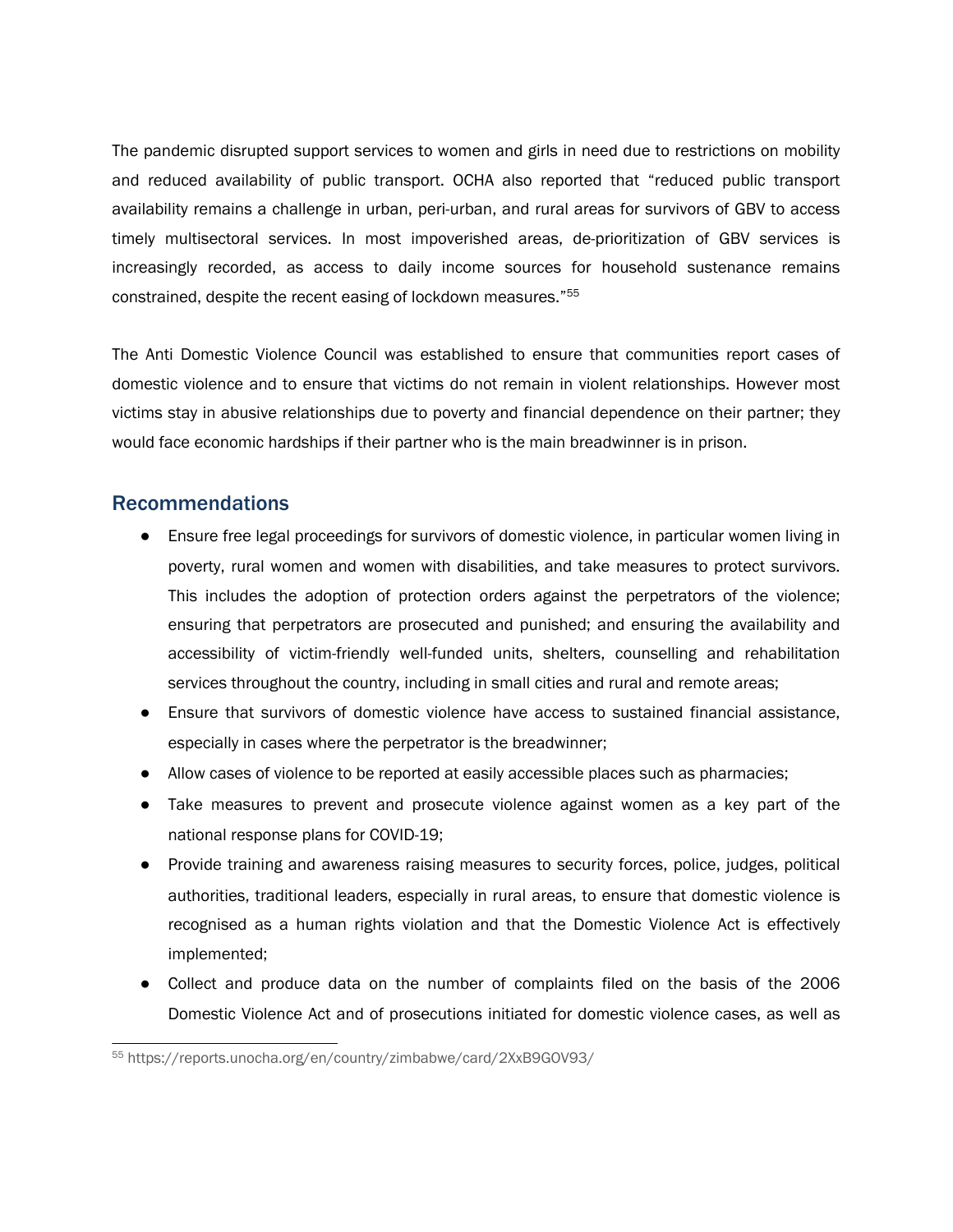The pandemic disrupted support services to women and girls in need due to restrictions on mobility and reduced availability of public transport. OCHA also reported that "reduced public transport availability remains a challenge in urban, peri-urban, and rural areas for survivors of GBV to access timely multisectoral services. In most impoverished areas, de-prioritization of GBV services is increasingly recorded, as access to daily income sources for household sustenance remains constrained, despite the recent easing of lockdown measures."[55]

The Anti Domestic Violence Council was established to ensure that communities report cases of domestic violence and to ensure that victims do not remain in violent relationships. However most victims stay in abusive relationships due to poverty and financial dependence on their partner; they would face economic hardships if their partner who is the main breadwinner is in prison.

## Recommendations

- Ensure free legal proceedings for survivors of domestic violence, in particular women living in poverty, rural women and women with disabilities, and take measures to protect survivors. This includes the adoption of protection orders against the perpetrators of the violence; ensuring that perpetrators are prosecuted and punished; and ensuring the availability and accessibility of victim-friendly well-funded units, shelters, counselling and rehabilitation services throughout the country, including in small cities and rural and remote areas;
- Ensure that survivors of domestic violence have access to sustained financial assistance, especially in cases where the perpetrator is the breadwinner;
- Allow cases of violence to be reported at easily accessible places such as pharmacies;
- Take measures to prevent and prosecute violence against women as a key part of the national response plans for COVID-19;
- Provide training and awareness raising measures to security forces, police, judges, political authorities, traditional leaders, especially in rural areas, to ensure that domestic violence is recognised as a human rights violation and that the Domestic Violence Act is effectively implemented;
- Collect and produce data on the number of complaints filed on the basis of the 2006 Domestic Violence Act and of prosecutions initiated for domestic violence cases, as well as

[55] https://reports.unocha.org/en/country/zimbabwe/card/2XxB9GOV93/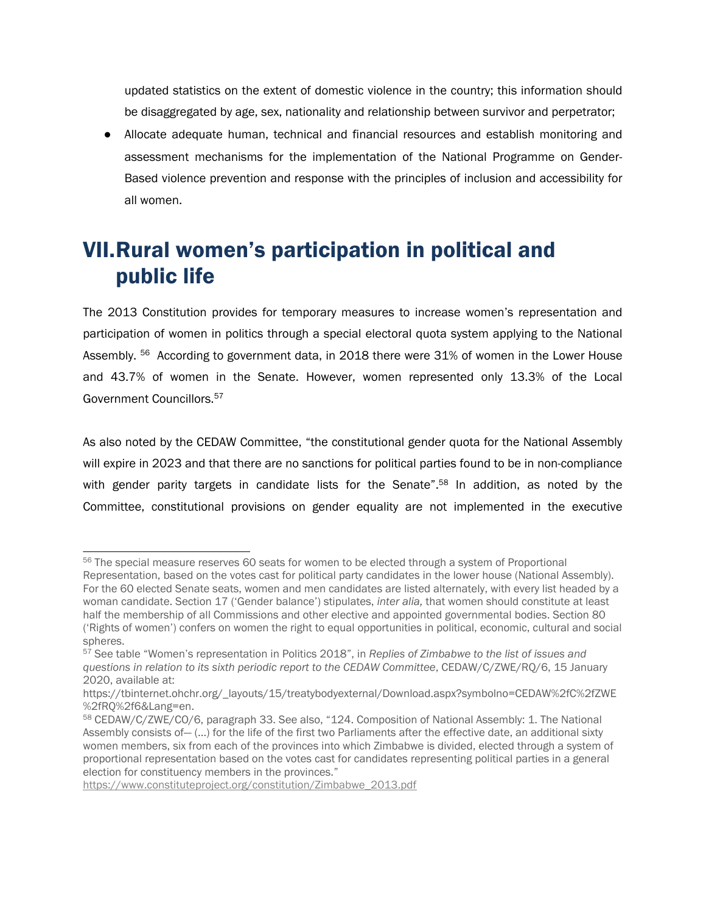updated statistics on the extent of domestic violence in the country; this information should be disaggregated by age, sex, nationality and relationship between survivor and perpetrator;

- Allocate adequate human, technical and financial resources and establish monitoring and assessment mechanisms for the implementation of the National Programme on Gender-Based violence prevention and response with the principles of inclusion and accessibility for all women.

# VII. Rural women's participation in political and public life

The 2013 Constitution provides for temporary measures to increase women's representation and participation of women in politics through a special electoral quota system applying to the National Assembly. [56] According to government data, in 2018 there were 31% of women in the Lower House and 43.7% of women in the Senate. However, women represented only 13.3% of the Local Government Councillors.[57]

As also noted by the CEDAW Committee, "the constitutional gender quota for the National Assembly will expire in 2023 and that there are no sanctions for political parties found to be in non-compliance with gender parity targets in candidate lists for the Senate".[58] In addition, as noted by the Committee, constitutional provisions on gender equality are not implemented in the executive

---

[56] The special measure reserves 60 seats for women to be elected through a system of Proportional Representation, based on the votes cast for political party candidates in the lower house (National Assembly). For the 60 elected Senate seats, women and men candidates are listed alternately, with every list headed by a woman candidate. Section 17 ('Gender balance') stipulates, *inter alia,* that women should constitute at least half the membership of all Commissions and other elective and appointed governmental bodies. Section 80 ('Rights of women') confers on women the right to equal opportunities in political, economic, cultural and social spheres.

[57] See table "Women's representation in Politics 2018", in *Replies of Zimbabwe to the list of issues and questions in relation to its sixth periodic report to the CEDAW Committee*, CEDAW/C/ZWE/RQ/6, 15 January 2020, available at: https://tbinternet.ohchr.org/_layouts/15/treatybodyexternal/Download.aspx?symbolno=CEDAW%2fC%2fZWE%2fRQ%2f6&Lang=en.

[58] CEDAW/C/ZWE/CO/6, paragraph 33. See also, "124. Composition of National Assembly: 1. The National Assembly consists of— (...) for the life of the first two Parliaments after the effective date, an additional sixty women members, six from each of the provinces into which Zimbabwe is divided, elected through a system of proportional representation based on the votes cast for candidates representing political parties in a general election for constituency members in the provinces." https://www.constituteproject.org/constitution/Zimbabwe_2013.pdf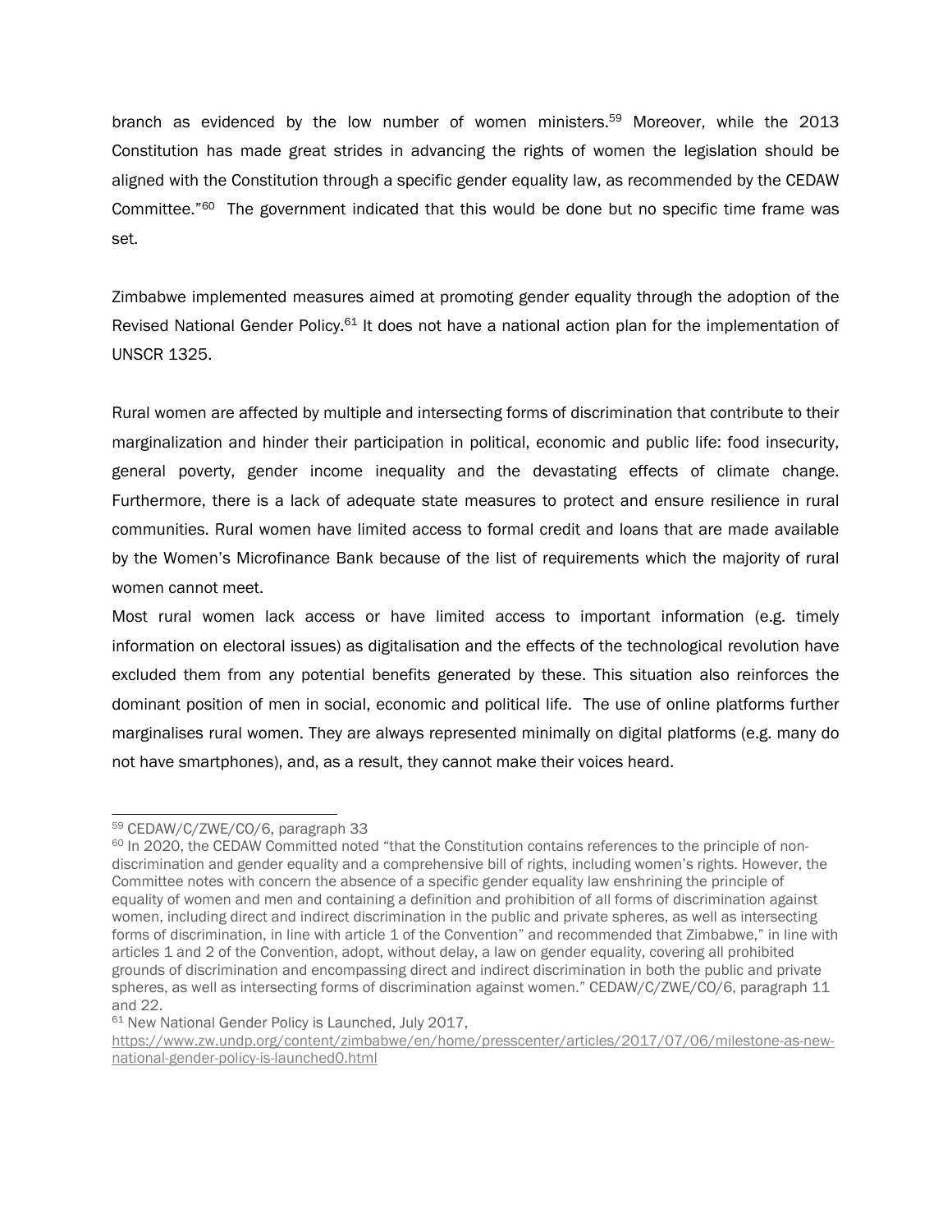branch as evidenced by the low number of women ministers.[59] Moreover, while the 2013 Constitution has made great strides in advancing the rights of women the legislation should be aligned with the Constitution through a specific gender equality law, as recommended by the CEDAW Committee."[60] The government indicated that this would be done but no specific time frame was set.

Zimbabwe implemented measures aimed at promoting gender equality through the adoption of the Revised National Gender Policy.[61] It does not have a national action plan for the implementation of UNSCR 1325.

Rural women are affected by multiple and intersecting forms of discrimination that contribute to their marginalization and hinder their participation in political, economic and public life: food insecurity, general poverty, gender income inequality and the devastating effects of climate change. Furthermore, there is a lack of adequate state measures to protect and ensure resilience in rural communities. Rural women have limited access to formal credit and loans that are made available by the Women's Microfinance Bank because of the list of requirements which the majority of rural women cannot meet.

Most rural women lack access or have limited access to important information (e.g. timely information on electoral issues) as digitalisation and the effects of the technological revolution have excluded them from any potential benefits generated by these. This situation also reinforces the dominant position of men in social, economic and political life. The use of online platforms further marginalises rural women. They are always represented minimally on digital platforms (e.g. many do not have smartphones), and, as a result, they cannot make their voices heard.

---

[59] CEDAW/C/ZWE/CO/6, paragraph 33

[60] In 2020, the CEDAW Committed noted "that the Constitution contains references to the principle of non-discrimination and gender equality and a comprehensive bill of rights, including women's rights. However, the Committee notes with concern the absence of a specific gender equality law enshrining the principle of equality of women and men and containing a definition and prohibition of all forms of discrimination against women, including direct and indirect discrimination in the public and private spheres, as well as intersecting forms of discrimination, in line with article 1 of the Convention" and recommended that Zimbabwe," in line with articles 1 and 2 of the Convention, adopt, without delay, a law on gender equality, covering all prohibited grounds of discrimination and encompassing direct and indirect discrimination in both the public and private spheres, as well as intersecting forms of discrimination against women." CEDAW/C/ZWE/CO/6, paragraph 11 and 22.

[61] New National Gender Policy is Launched, July 2017, https://www.zw.undp.org/content/zimbabwe/en/home/presscenter/articles/2017/07/06/milestone-as-new-national-gender-policy-is-launched0.html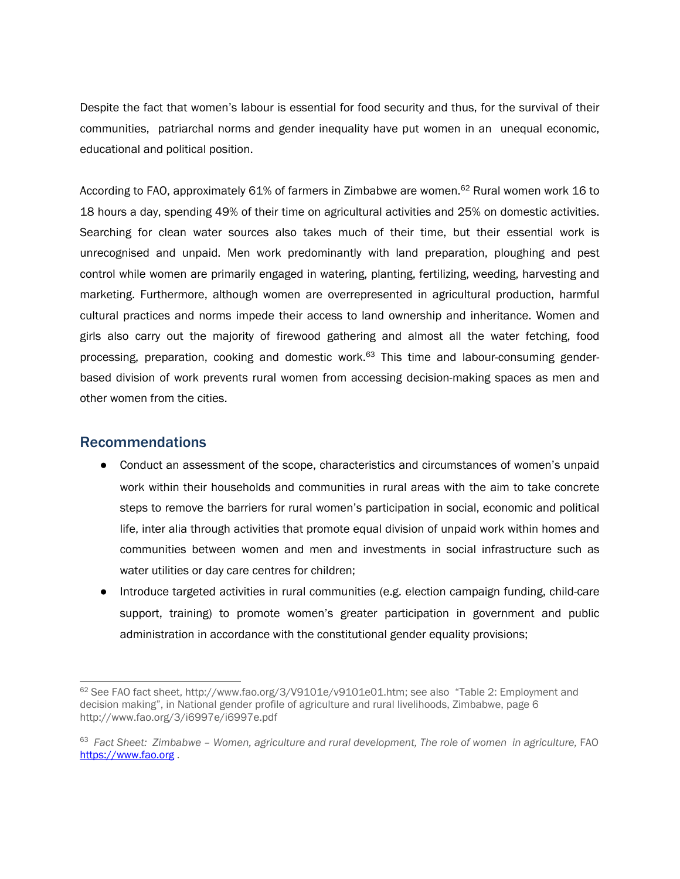Despite the fact that women's labour is essential for food security and thus, for the survival of their communities, patriarchal norms and gender inequality have put women in an unequal economic, educational and political position.

According to FAO, approximately 61% of farmers in Zimbabwe are women.[62] Rural women work 16 to 18 hours a day, spending 49% of their time on agricultural activities and 25% on domestic activities. Searching for clean water sources also takes much of their time, but their essential work is unrecognised and unpaid. Men work predominantly with land preparation, ploughing and pest control while women are primarily engaged in watering, planting, fertilizing, weeding, harvesting and marketing. Furthermore, although women are overrepresented in agricultural production, harmful cultural practices and norms impede their access to land ownership and inheritance. Women and girls also carry out the majority of firewood gathering and almost all the water fetching, food processing, preparation, cooking and domestic work.[63] This time and labour-consuming gender-based division of work prevents rural women from accessing decision-making spaces as men and other women from the cities.

## Recommendations

- Conduct an assessment of the scope, characteristics and circumstances of women's unpaid work within their households and communities in rural areas with the aim to take concrete steps to remove the barriers for rural women's participation in social, economic and political life, inter alia through activities that promote equal division of unpaid work within homes and communities between women and men and investments in social infrastructure such as water utilities or day care centres for children;
- Introduce targeted activities in rural communities (e.g. election campaign funding, child-care support, training) to promote women's greater participation in government and public administration in accordance with the constitutional gender equality provisions;

---

[62] See FAO fact sheet, http://www.fao.org/3/V9101e/v9101e01.htm; see also "Table 2: Employment and decision making", in National gender profile of agriculture and rural livelihoods, Zimbabwe, page 6 http://www.fao.org/3/i6997e/i6997e.pdf

[63] *Fact Sheet: Zimbabwe – Women, agriculture and rural development, The role of women in agriculture,* FAO https://www.fao.org .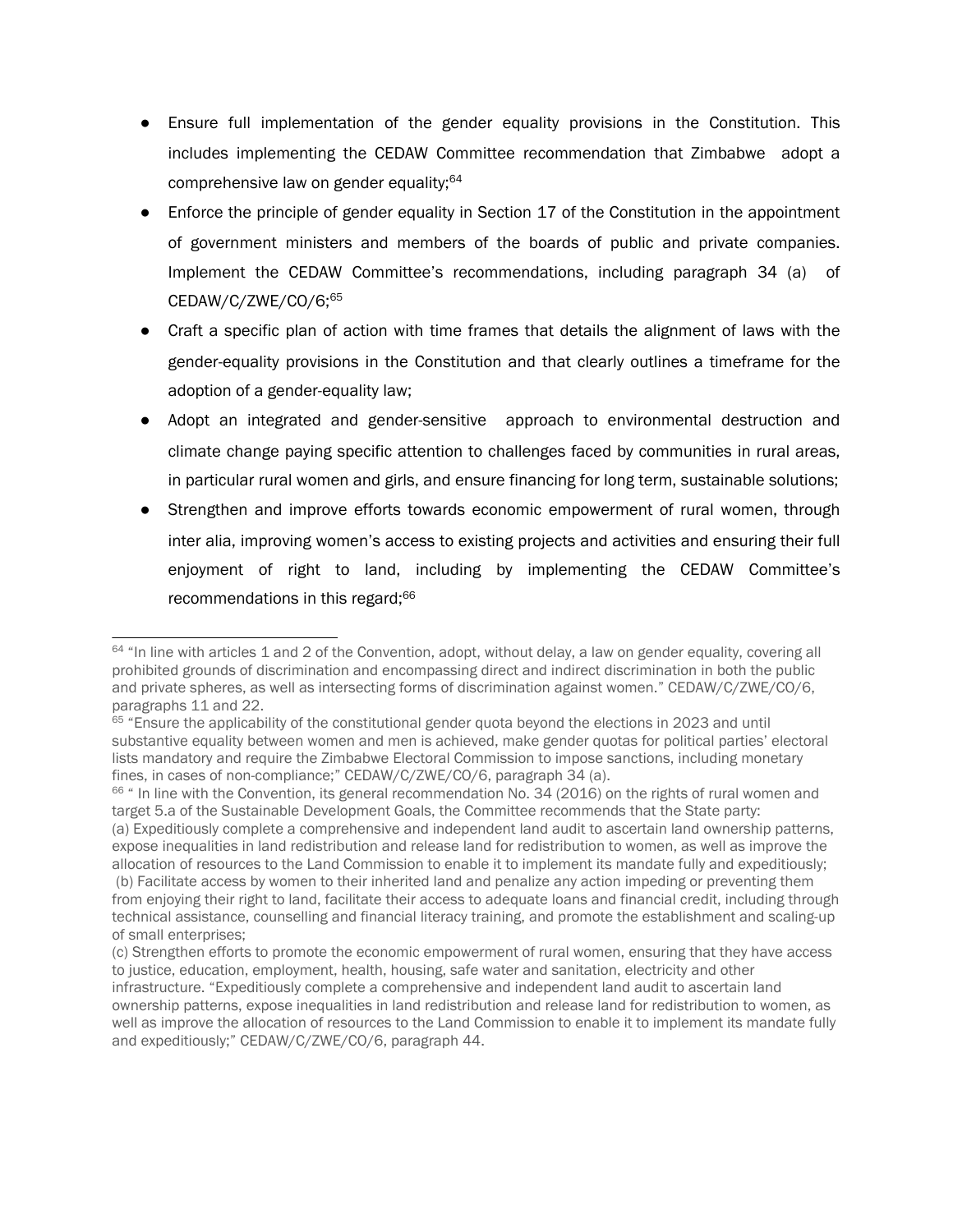- Ensure full implementation of the gender equality provisions in the Constitution. This includes implementing the CEDAW Committee recommendation that Zimbabwe adopt a comprehensive law on gender equality;[64]
- Enforce the principle of gender equality in Section 17 of the Constitution in the appointment of government ministers and members of the boards of public and private companies. Implement the CEDAW Committee's recommendations, including paragraph 34 (a) of CEDAW/C/ZWE/CO/6;[65]
- Craft a specific plan of action with time frames that details the alignment of laws with the gender-equality provisions in the Constitution and that clearly outlines a timeframe for the adoption of a gender-equality law;
- Adopt an integrated and gender-sensitive approach to environmental destruction and climate change paying specific attention to challenges faced by communities in rural areas, in particular rural women and girls, and ensure financing for long term, sustainable solutions;
- Strengthen and improve efforts towards economic empowerment of rural women, through inter alia, improving women's access to existing projects and activities and ensuring their full enjoyment of right to land, including by implementing the CEDAW Committee's recommendations in this regard;[66]

---

[64] "In line with articles 1 and 2 of the Convention, adopt, without delay, a law on gender equality, covering all prohibited grounds of discrimination and encompassing direct and indirect discrimination in both the public and private spheres, as well as intersecting forms of discrimination against women." CEDAW/C/ZWE/CO/6, paragraphs 11 and 22.

[65] "Ensure the applicability of the constitutional gender quota beyond the elections in 2023 and until substantive equality between women and men is achieved, make gender quotas for political parties' electoral lists mandatory and require the Zimbabwe Electoral Commission to impose sanctions, including monetary fines, in cases of non-compliance;" CEDAW/C/ZWE/CO/6, paragraph 34 (a).

[66] " In line with the Convention, its general recommendation No. 34 (2016) on the rights of rural women and target 5.a of the Sustainable Development Goals, the Committee recommends that the State party:
(a) Expeditiously complete a comprehensive and independent land audit to ascertain land ownership patterns, expose inequalities in land redistribution and release land for redistribution to women, as well as improve the allocation of resources to the Land Commission to enable it to implement its mandate fully and expeditiously;
(b) Facilitate access by women to their inherited land and penalize any action impeding or preventing them from enjoying their right to land, facilitate their access to adequate loans and financial credit, including through technical assistance, counselling and financial literacy training, and promote the establishment and scaling-up of small enterprises;
(c) Strengthen efforts to promote the economic empowerment of rural women, ensuring that they have access to justice, education, employment, health, housing, safe water and sanitation, electricity and other infrastructure. "Expeditiously complete a comprehensive and independent land audit to ascertain land ownership patterns, expose inequalities in land redistribution and release land for redistribution to women, as well as improve the allocation of resources to the Land Commission to enable it to implement its mandate fully and expeditiously;" CEDAW/C/ZWE/CO/6, paragraph 44.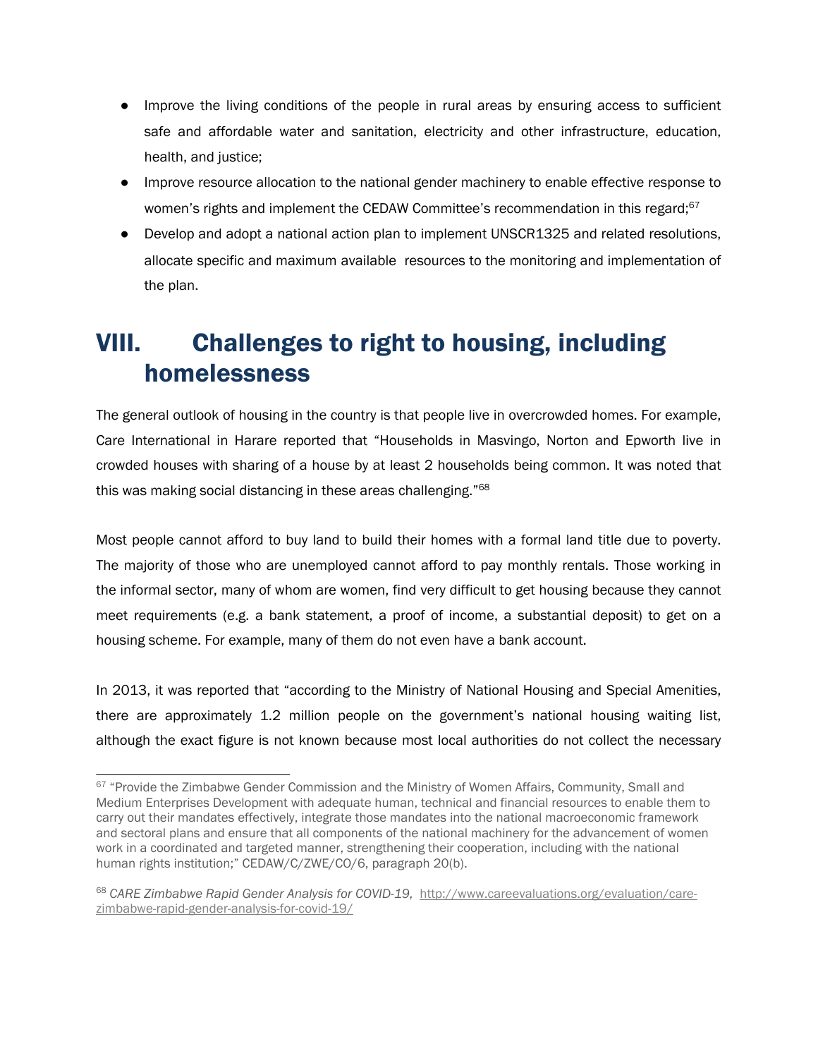- Improve the living conditions of the people in rural areas by ensuring access to sufficient safe and affordable water and sanitation, electricity and other infrastructure, education, health, and justice;
- Improve resource allocation to the national gender machinery to enable effective response to women's rights and implement the CEDAW Committee's recommendation in this regard;[67]
- Develop and adopt a national action plan to implement UNSCR1325 and related resolutions, allocate specific and maximum available resources to the monitoring and implementation of the plan.

# VIII. Challenges to right to housing, including homelessness

The general outlook of housing in the country is that people live in overcrowded homes. For example, Care International in Harare reported that "Households in Masvingo, Norton and Epworth live in crowded houses with sharing of a house by at least 2 households being common. It was noted that this was making social distancing in these areas challenging."[68]

Most people cannot afford to buy land to build their homes with a formal land title due to poverty. The majority of those who are unemployed cannot afford to pay monthly rentals. Those working in the informal sector, many of whom are women, find very difficult to get housing because they cannot meet requirements (e.g. a bank statement, a proof of income, a substantial deposit) to get on a housing scheme. For example, many of them do not even have a bank account.

In 2013, it was reported that "according to the Ministry of National Housing and Special Amenities, there are approximately 1.2 million people on the government's national housing waiting list, although the exact figure is not known because most local authorities do not collect the necessary

---

[67] "Provide the Zimbabwe Gender Commission and the Ministry of Women Affairs, Community, Small and Medium Enterprises Development with adequate human, technical and financial resources to enable them to carry out their mandates effectively, integrate those mandates into the national macroeconomic framework and sectoral plans and ensure that all components of the national machinery for the advancement of women work in a coordinated and targeted manner, strengthening their cooperation, including with the national human rights institution;" CEDAW/C/ZWE/CO/6, paragraph 20(b).

[68] *CARE Zimbabwe Rapid Gender Analysis for COVID-19,* http://www.careevaluations.org/evaluation/care-zimbabwe-rapid-gender-analysis-for-covid-19/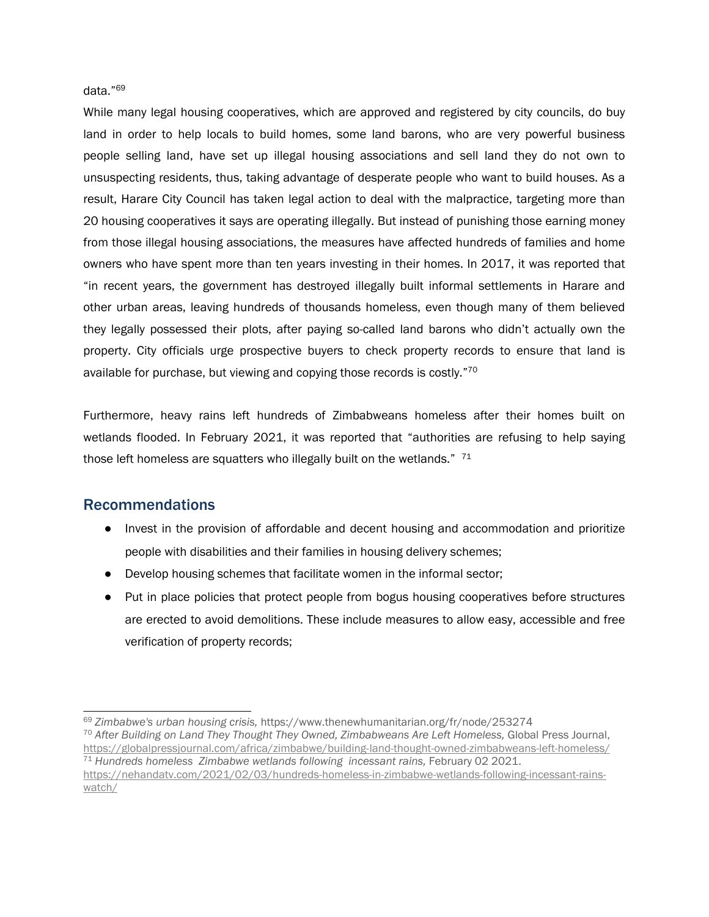data."[69]

While many legal housing cooperatives, which are approved and registered by city councils, do buy land in order to help locals to build homes, some land barons, who are very powerful business people selling land, have set up illegal housing associations and sell land they do not own to unsuspecting residents, thus, taking advantage of desperate people who want to build houses. As a result, Harare City Council has taken legal action to deal with the malpractice, targeting more than 20 housing cooperatives it says are operating illegally. But instead of punishing those earning money from those illegal housing associations, the measures have affected hundreds of families and home owners who have spent more than ten years investing in their homes. In 2017, it was reported that "in recent years, the government has destroyed illegally built informal settlements in Harare and other urban areas, leaving hundreds of thousands homeless, even though many of them believed they legally possessed their plots, after paying so-called land barons who didn't actually own the property. City officials urge prospective buyers to check property records to ensure that land is available for purchase, but viewing and copying those records is costly."[70]

Furthermore, heavy rains left hundreds of Zimbabweans homeless after their homes built on wetlands flooded. In February 2021, it was reported that "authorities are refusing to help saying those left homeless are squatters who illegally built on the wetlands." [71]

## Recommendations

- Invest in the provision of affordable and decent housing and accommodation and prioritize people with disabilities and their families in housing delivery schemes;
- Develop housing schemes that facilitate women in the informal sector;
- Put in place policies that protect people from bogus housing cooperatives before structures are erected to avoid demolitions. These include measures to allow easy, accessible and free verification of property records;

---

[69] *Zimbabwe's urban housing crisis,* https://www.thenewhumanitarian.org/fr/node/253274

[70] *After Building on Land They Thought They Owned, Zimbabweans Are Left Homeless,* Global Press Journal, https://globalpressjournal.com/africa/zimbabwe/building-land-thought-owned-zimbabweans-left-homeless/

[71] *Hundreds homeless Zimbabwe wetlands following incessant rains,* February 02 2021. https://nehandatv.com/2021/02/03/hundreds-homeless-in-zimbabwe-wetlands-following-incessant-rains-watch/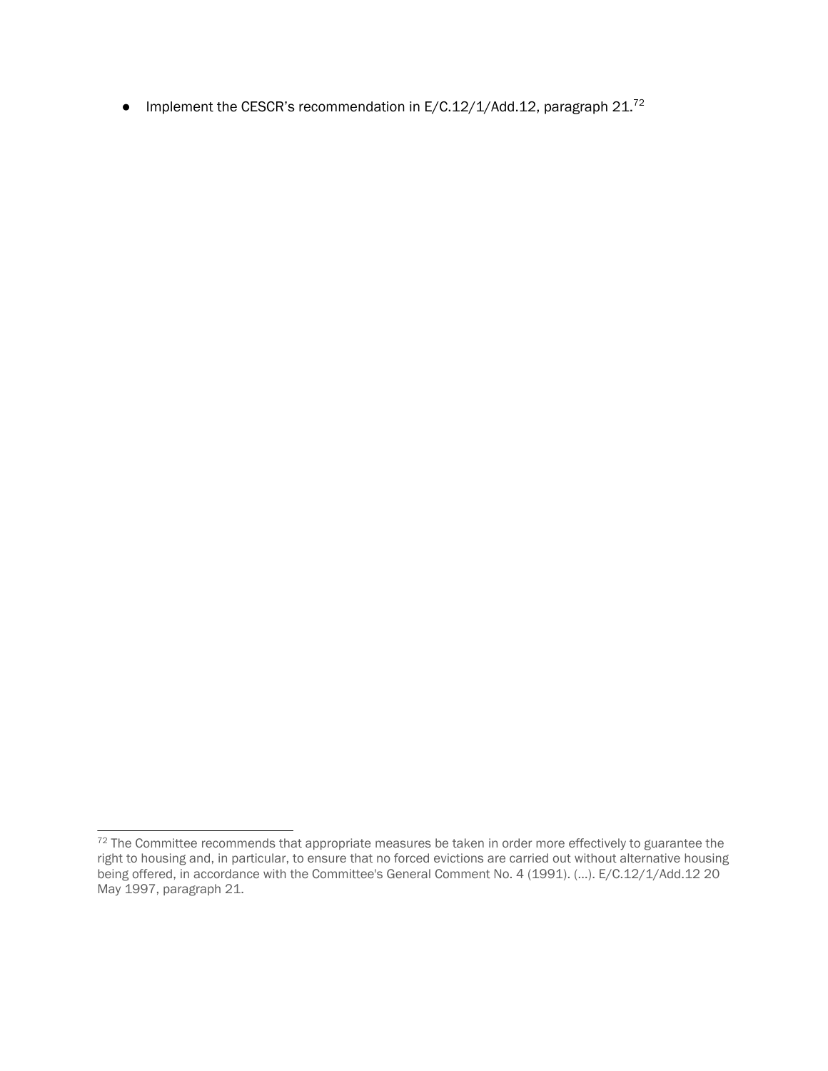- Implement the CESCR's recommendation in E/C.12/1/Add.12, paragraph 21.[72]

[72] The Committee recommends that appropriate measures be taken in order more effectively to guarantee the right to housing and, in particular, to ensure that no forced evictions are carried out without alternative housing being offered, in accordance with the Committee's General Comment No. 4 (1991). (...). E/C.12/1/Add.12 20 May 1997, paragraph 21.